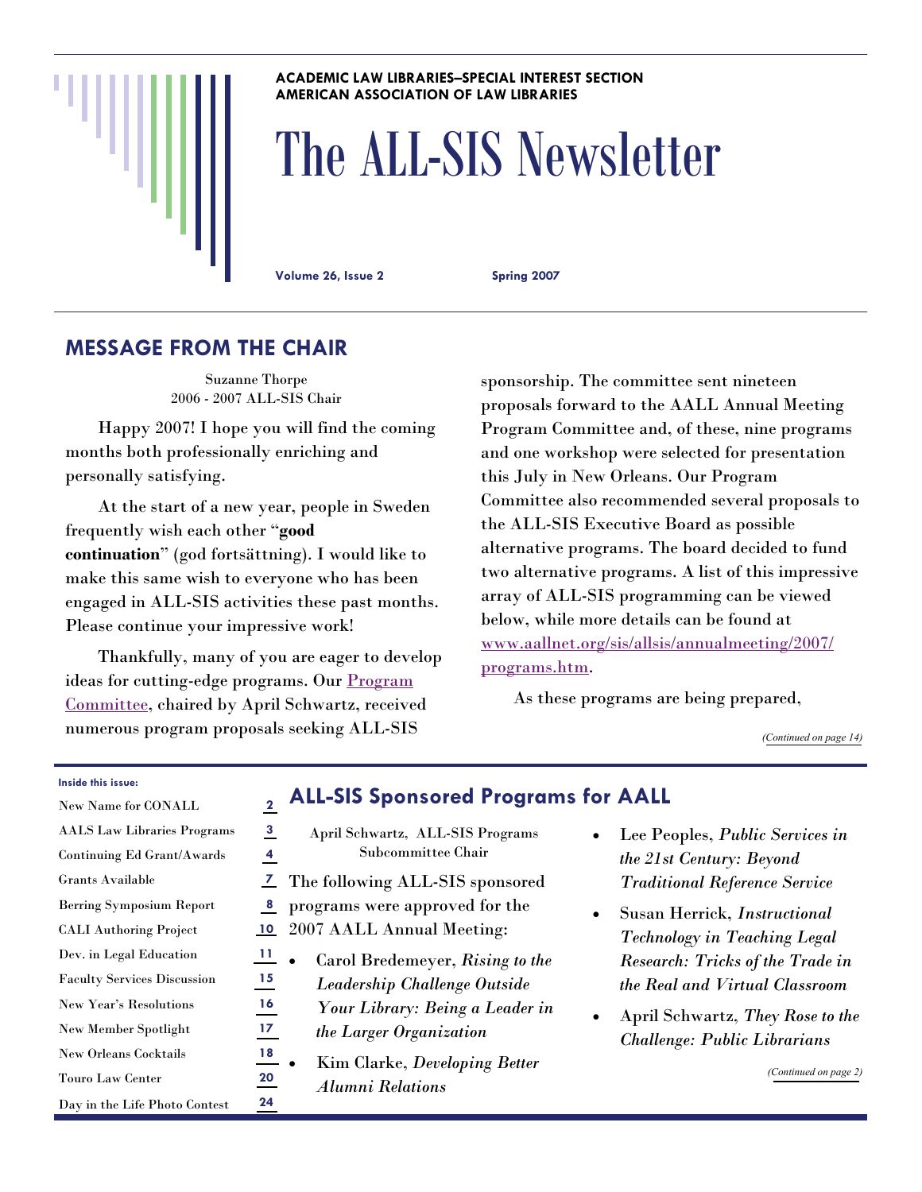ACADEMIC LAW LIBRARIES–SPECIAL INTEREST SECTION
AMERICAN ASSOCIATION OF LAW LIBRARIES

# The ALL-SIS Newsletter

Volume 26, Issue 2 Spring 2007

## MESSAGE FROM THE CHAIR

Suzanne Thorpe
2006 - 2007 ALL-SIS Chair

Happy 2007! I hope you will find the coming months both professionally enriching and personally satisfying.

At the start of a new year, people in Sweden frequently wish each other "**good continuation**" (god fortsättning). I would like to make this same wish to everyone who has been engaged in ALL-SIS activities these past months. Please continue your impressive work!

Thankfully, many of you are eager to develop ideas for cutting-edge programs. Our Program Committee, chaired by April Schwartz, received numerous program proposals seeking ALL-SIS sponsorship. The committee sent nineteen proposals forward to the AALL Annual Meeting Program Committee and, of these, nine programs and one workshop were selected for presentation this July in New Orleans. Our Program Committee also recommended several proposals to the ALL-SIS Executive Board as possible alternative programs. The board decided to fund two alternative programs. A list of this impressive array of ALL-SIS programming can be viewed below, while more details can be found at www.aallnet.org/sis/allsis/annualmeeting/2007/programs.htm.

As these programs are being prepared,

*(Continued on page 14)*

**Inside this issue:**

| | |
|---|---|
| New Name for CONALL | 2 |
| AALS Law Libraries Programs | 3 |
| Continuing Ed Grant/Awards | 4 |
| Grants Available | 7 |
| Berring Symposium Report | 8 |
| CALI Authoring Project | 10 |
| Dev. in Legal Education | 11 |
| Faculty Services Discussion | 15 |
| New Year's Resolutions | 16 |
| New Member Spotlight | 17 |
| New Orleans Cocktails | 18 |
| Touro Law Center | 20 |
| Day in the Life Photo Contest | 24 |

## ALL-SIS Sponsored Programs for AALL

April Schwartz, ALL-SIS Programs Subcommittee Chair

The following ALL-SIS sponsored programs were approved for the 2007 AALL Annual Meeting:

- Carol Bredemeyer, *Rising to the Leadership Challenge Outside Your Library: Being a Leader in the Larger Organization*
- Kim Clarke, *Developing Better Alumni Relations*
- Lee Peoples, *Public Services in the 21st Century: Beyond Traditional Reference Service*
- Susan Herrick, *Instructional Technology in Teaching Legal Research: Tricks of the Trade in the Real and Virtual Classroom*
- April Schwartz, *They Rose to the Challenge: Public Librarians*

*(Continued on page 2)*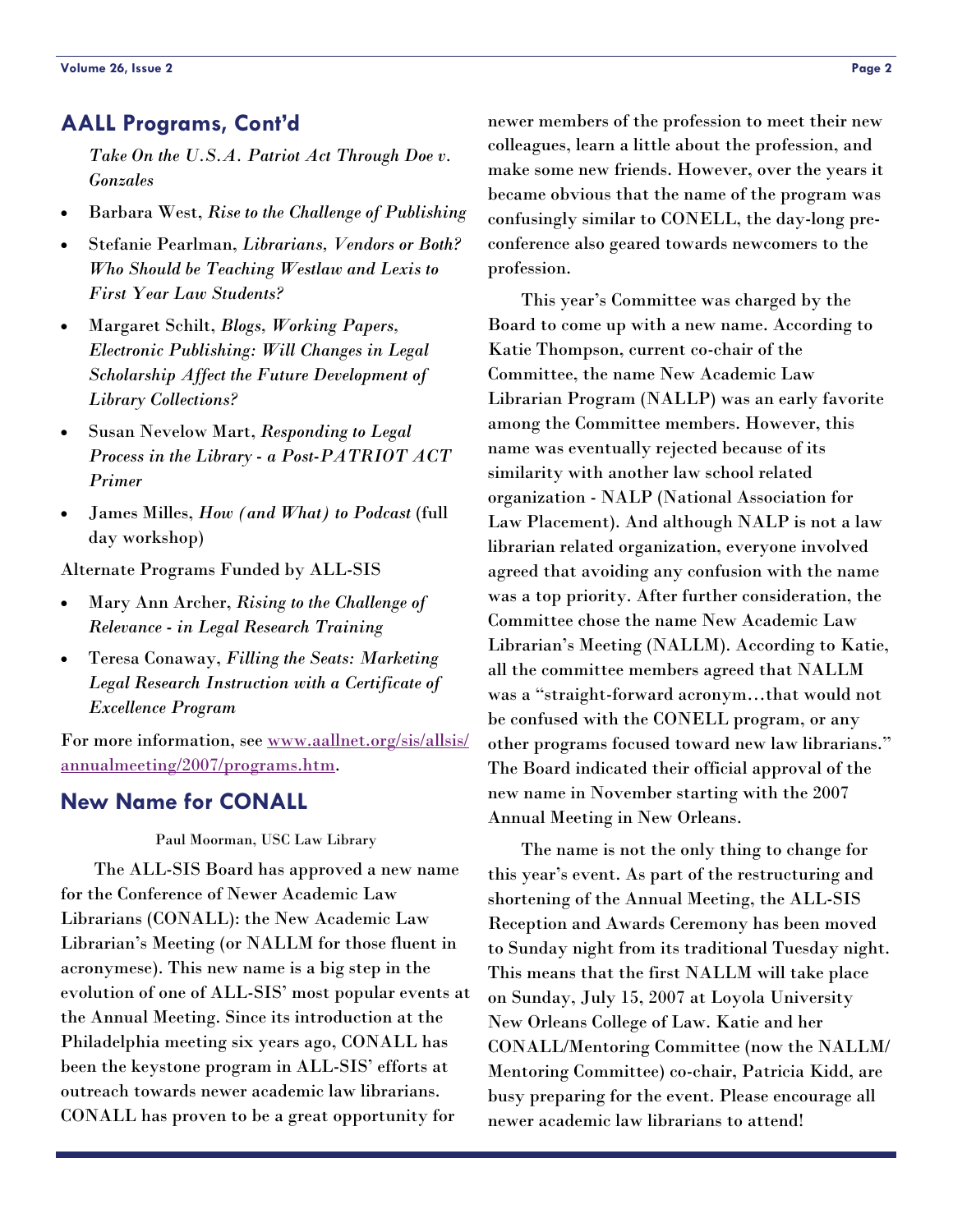## AALL Programs, Cont'd

*Take On the U.S.A. Patriot Act Through Doe v. Gonzales*

- Barbara West, *Rise to the Challenge of Publishing*
- Stefanie Pearlman, *Librarians, Vendors or Both? Who Should be Teaching Westlaw and Lexis to First Year Law Students?*
- Margaret Schilt, *Blogs, Working Papers, Electronic Publishing: Will Changes in Legal Scholarship Affect the Future Development of Library Collections?*
- Susan Nevelow Mart, *Responding to Legal Process in the Library - a Post-PATRIOT ACT Primer*
- James Milles, *How (and What) to Podcast* (full day workshop)

Alternate Programs Funded by ALL-SIS

- Mary Ann Archer, *Rising to the Challenge of Relevance - in Legal Research Training*
- Teresa Conaway, *Filling the Seats: Marketing Legal Research Instruction with a Certificate of Excellence Program*

For more information, see [www.aallnet.org/sis/allsis/annualmeeting/2007/programs.htm](www.aallnet.org/sis/allsis/annualmeeting/2007/programs.htm).

## New Name for CONALL

Paul Moorman, USC Law Library

The ALL-SIS Board has approved a new name for the Conference of Newer Academic Law Librarians (CONALL): the New Academic Law Librarian's Meeting (or NALLM for those fluent in acronymese). This new name is a big step in the evolution of one of ALL-SIS' most popular events at the Annual Meeting. Since its introduction at the Philadelphia meeting six years ago, CONALL has been the keystone program in ALL-SIS' efforts at outreach towards newer academic law librarians. CONALL has proven to be a great opportunity for newer members of the profession to meet their new colleagues, learn a little about the profession, and make some new friends. However, over the years it became obvious that the name of the program was confusingly similar to CONELL, the day-long pre-conference also geared towards newcomers to the profession.

This year's Committee was charged by the Board to come up with a new name. According to Katie Thompson, current co-chair of the Committee, the name New Academic Law Librarian Program (NALLP) was an early favorite among the Committee members. However, this name was eventually rejected because of its similarity with another law school related organization - NALP (National Association for Law Placement). And although NALP is not a law librarian related organization, everyone involved agreed that avoiding any confusion with the name was a top priority. After further consideration, the Committee chose the name New Academic Law Librarian's Meeting (NALLM). According to Katie, all the committee members agreed that NALLM was a "straight-forward acronym…that would not be confused with the CONELL program, or any other programs focused toward new law librarians." The Board indicated their official approval of the new name in November starting with the 2007 Annual Meeting in New Orleans.

The name is not the only thing to change for this year's event. As part of the restructuring and shortening of the Annual Meeting, the ALL-SIS Reception and Awards Ceremony has been moved to Sunday night from its traditional Tuesday night. This means that the first NALLM will take place on Sunday, July 15, 2007 at Loyola University New Orleans College of Law. Katie and her CONALL/Mentoring Committee (now the NALLM/Mentoring Committee) co-chair, Patricia Kidd, are busy preparing for the event. Please encourage all newer academic law librarians to attend!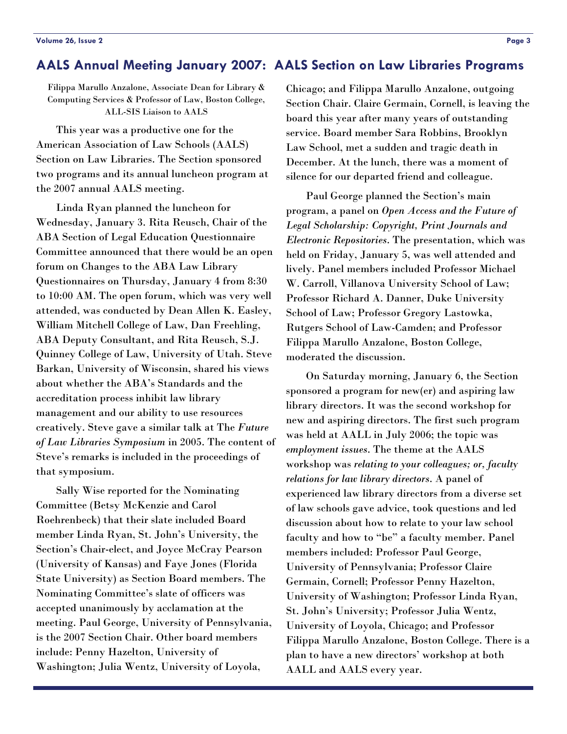## AALS Annual Meeting January 2007: AALS Section on Law Libraries Programs

Filippa Marullo Anzalone, Associate Dean for Library & Computing Services & Professor of Law, Boston College, ALL-SIS Liaison to AALS

This year was a productive one for the American Association of Law Schools (AALS) Section on Law Libraries. The Section sponsored two programs and its annual luncheon program at the 2007 annual AALS meeting.

Linda Ryan planned the luncheon for Wednesday, January 3. Rita Reusch, Chair of the ABA Section of Legal Education Questionnaire Committee announced that there would be an open forum on Changes to the ABA Law Library Questionnaires on Thursday, January 4 from 8:30 to 10:00 AM. The open forum, which was very well attended, was conducted by Dean Allen K. Easley, William Mitchell College of Law, Dan Freehling, ABA Deputy Consultant, and Rita Reusch, S.J. Quinney College of Law, University of Utah. Steve Barkan, University of Wisconsin, shared his views about whether the ABA's Standards and the accreditation process inhibit law library management and our ability to use resources creatively. Steve gave a similar talk at The *Future of Law Libraries Symposium* in 2005. The content of Steve's remarks is included in the proceedings of that symposium.

Sally Wise reported for the Nominating Committee (Betsy McKenzie and Carol Roehrenbeck) that their slate included Board member Linda Ryan, St. John's University, the Section's Chair-elect, and Joyce McCray Pearson (University of Kansas) and Faye Jones (Florida State University) as Section Board members. The Nominating Committee's slate of officers was accepted unanimously by acclamation at the meeting. Paul George, University of Pennsylvania, is the 2007 Section Chair. Other board members include: Penny Hazelton, University of Washington; Julia Wentz, University of Loyola, Chicago; and Filippa Marullo Anzalone, outgoing Section Chair. Claire Germain, Cornell, is leaving the board this year after many years of outstanding service. Board member Sara Robbins, Brooklyn Law School, met a sudden and tragic death in December. At the lunch, there was a moment of silence for our departed friend and colleague.

Paul George planned the Section's main program, a panel on *Open Access and the Future of Legal Scholarship: Copyright, Print Journals and Electronic Repositories.* The presentation, which was held on Friday, January 5, was well attended and lively. Panel members included Professor Michael W. Carroll, Villanova University School of Law; Professor Richard A. Danner, Duke University School of Law; Professor Gregory Lastowka, Rutgers School of Law-Camden; and Professor Filippa Marullo Anzalone, Boston College, moderated the discussion.

On Saturday morning, January 6, the Section sponsored a program for new(er) and aspiring law library directors. It was the second workshop for new and aspiring directors. The first such program was held at AALL in July 2006; the topic was *employment issues.* The theme at the AALS workshop was *relating to your colleagues; or, faculty relations for law library directors.* A panel of experienced law library directors from a diverse set of law schools gave advice, took questions and led discussion about how to relate to your law school faculty and how to "be" a faculty member. Panel members included: Professor Paul George, University of Pennsylvania; Professor Claire Germain, Cornell; Professor Penny Hazelton, University of Washington; Professor Linda Ryan, St. John's University; Professor Julia Wentz, University of Loyola, Chicago; and Professor Filippa Marullo Anzalone, Boston College. There is a plan to have a new directors' workshop at both AALL and AALS every year.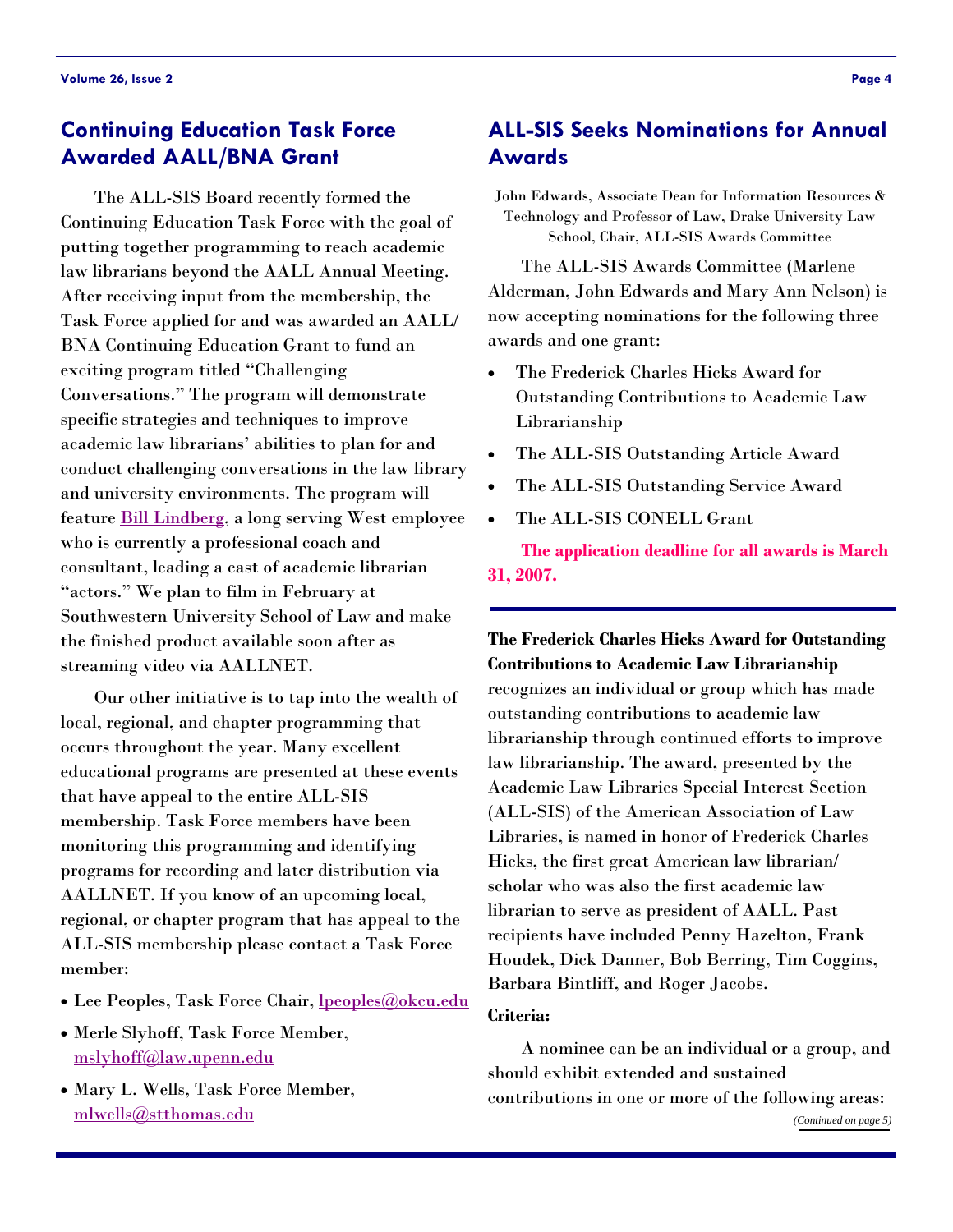## Continuing Education Task Force Awarded AALL/BNA Grant

The ALL-SIS Board recently formed the Continuing Education Task Force with the goal of putting together programming to reach academic law librarians beyond the AALL Annual Meeting. After receiving input from the membership, the Task Force applied for and was awarded an AALL/ BNA Continuing Education Grant to fund an exciting program titled "Challenging Conversations." The program will demonstrate specific strategies and techniques to improve academic law librarians' abilities to plan for and conduct challenging conversations in the law library and university environments. The program will feature Bill Lindberg, a long serving West employee who is currently a professional coach and consultant, leading a cast of academic librarian "actors." We plan to film in February at Southwestern University School of Law and make the finished product available soon after as streaming video via AALLNET.

Our other initiative is to tap into the wealth of local, regional, and chapter programming that occurs throughout the year. Many excellent educational programs are presented at these events that have appeal to the entire ALL-SIS membership. Task Force members have been monitoring this programming and identifying programs for recording and later distribution via AALLNET. If you know of an upcoming local, regional, or chapter program that has appeal to the ALL-SIS membership please contact a Task Force member:

- Lee Peoples, Task Force Chair, lpeoples@okcu.edu
- Merle Slyhoff, Task Force Member, mslyhoff@law.upenn.edu
- Mary L. Wells, Task Force Member, mlwells@stthomas.edu

## ALL-SIS Seeks Nominations for Annual Awards

John Edwards, Associate Dean for Information Resources & Technology and Professor of Law, Drake University Law School, Chair, ALL-SIS Awards Committee

The ALL-SIS Awards Committee (Marlene Alderman, John Edwards and Mary Ann Nelson) is now accepting nominations for the following three awards and one grant:

- The Frederick Charles Hicks Award for Outstanding Contributions to Academic Law Librarianship
- The ALL-SIS Outstanding Article Award
- The ALL-SIS Outstanding Service Award
- The ALL-SIS CONELL Grant

**The application deadline for all awards is March 31, 2007.**

---

**The Frederick Charles Hicks Award for Outstanding Contributions to Academic Law Librarianship** recognizes an individual or group which has made outstanding contributions to academic law librarianship through continued efforts to improve law librarianship. The award, presented by the Academic Law Libraries Special Interest Section (ALL-SIS) of the American Association of Law Libraries, is named in honor of Frederick Charles Hicks, the first great American law librarian/ scholar who was also the first academic law librarian to serve as president of AALL. Past recipients have included Penny Hazelton, Frank Houdek, Dick Danner, Bob Berring, Tim Coggins, Barbara Bintliff, and Roger Jacobs.

**Criteria:**

A nominee can be an individual or a group, and should exhibit extended and sustained contributions in one or more of the following areas:

*(Continued on page 5)*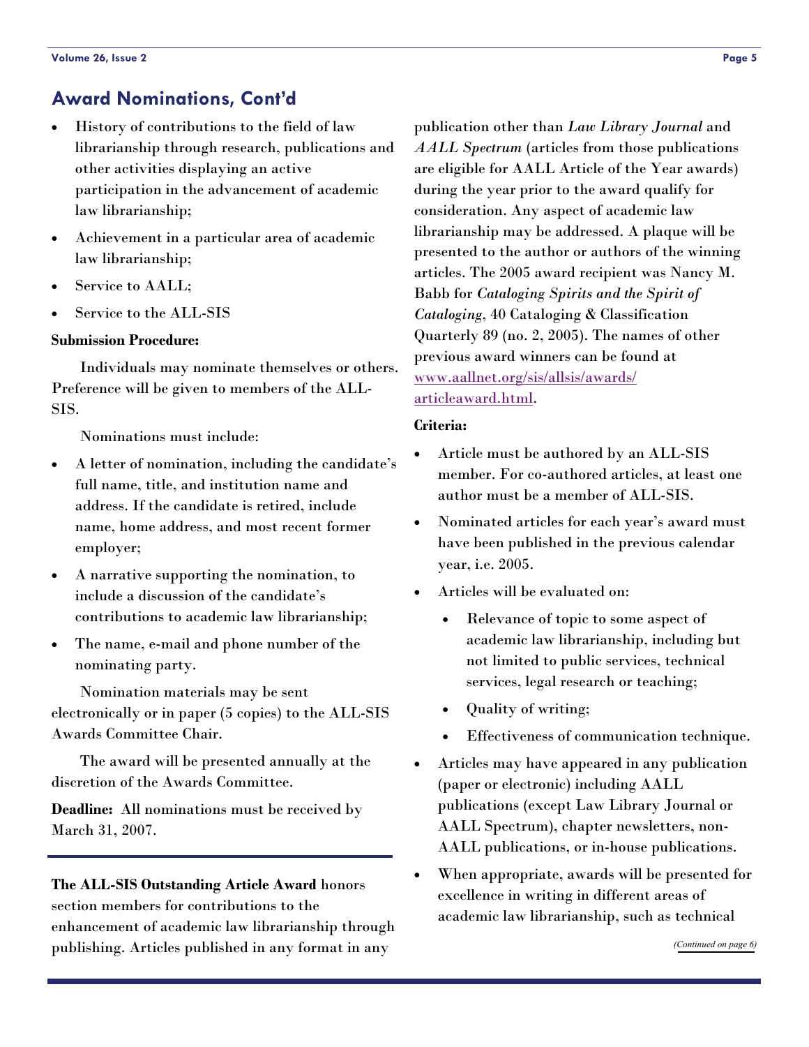## Award Nominations, Cont'd

- History of contributions to the field of law librarianship through research, publications and other activities displaying an active participation in the advancement of academic law librarianship;
- Achievement in a particular area of academic law librarianship;
- Service to AALL;
- Service to the ALL-SIS

**Submission Procedure:**

Individuals may nominate themselves or others. Preference will be given to members of the ALL-SIS.

Nominations must include:

- A letter of nomination, including the candidate's full name, title, and institution name and address. If the candidate is retired, include name, home address, and most recent former employer;
- A narrative supporting the nomination, to include a discussion of the candidate's contributions to academic law librarianship;
- The name, e-mail and phone number of the nominating party.

Nomination materials may be sent electronically or in paper (5 copies) to the ALL-SIS Awards Committee Chair.

The award will be presented annually at the discretion of the Awards Committee.

**Deadline:** All nominations must be received by March 31, 2007.

---

**The ALL-SIS Outstanding Article Award** honors section members for contributions to the enhancement of academic law librarianship through publishing. Articles published in any format in any publication other than *Law Library Journal* and *AALL Spectrum* (articles from those publications are eligible for AALL Article of the Year awards) during the year prior to the award qualify for consideration. Any aspect of academic law librarianship may be addressed. A plaque will be presented to the author or authors of the winning articles. The 2005 award recipient was Nancy M. Babb for *Cataloging Spirits and the Spirit of Cataloging*, 40 Cataloging & Classification Quarterly 89 (no. 2, 2005). The names of other previous award winners can be found at [www.aallnet.org/sis/allsis/awards/articleaward.html](www.aallnet.org/sis/allsis/awards/articleaward.html).

**Criteria:**

- Article must be authored by an ALL-SIS member. For co-authored articles, at least one author must be a member of ALL-SIS.
- Nominated articles for each year's award must have been published in the previous calendar year, i.e. 2005.
- Articles will be evaluated on:
  - Relevance of topic to some aspect of academic law librarianship, including but not limited to public services, technical services, legal research or teaching;
  - Quality of writing;
  - Effectiveness of communication technique.
- Articles may have appeared in any publication (paper or electronic) including AALL publications (except Law Library Journal or AALL Spectrum), chapter newsletters, non-AALL publications, or in-house publications.
- When appropriate, awards will be presented for excellence in writing in different areas of academic law librarianship, such as technical

*(Continued on page 6)*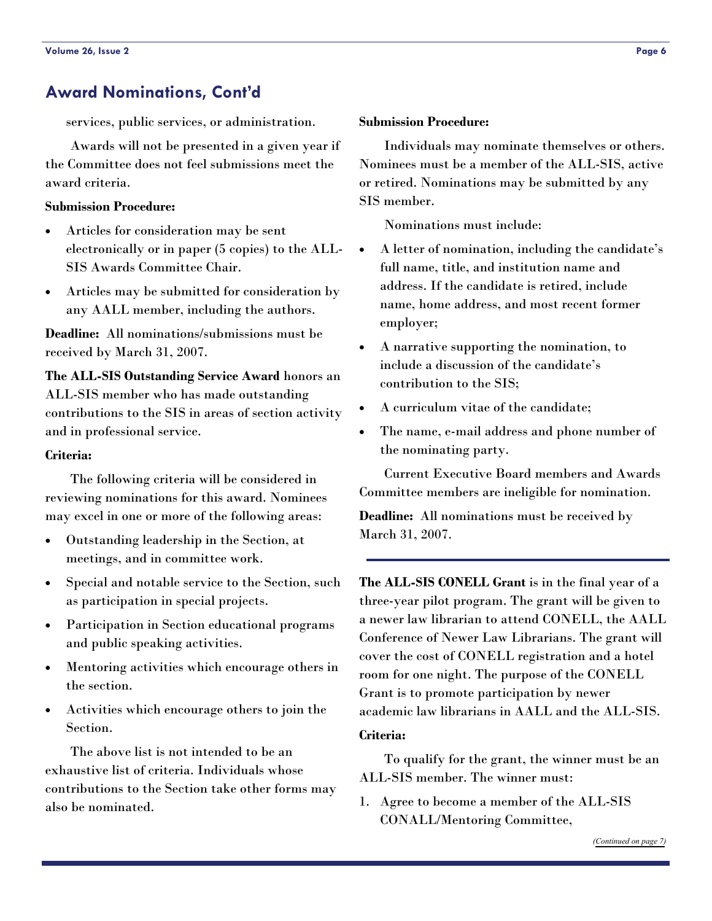## Award Nominations, Cont'd

services, public services, or administration.

Awards will not be presented in a given year if the Committee does not feel submissions meet the award criteria.

**Submission Procedure:**

- Articles for consideration may be sent electronically or in paper (5 copies) to the ALL-SIS Awards Committee Chair.
- Articles may be submitted for consideration by any AALL member, including the authors.

**Deadline:** All nominations/submissions must be received by March 31, 2007.

**The ALL-SIS Outstanding Service Award** honors an ALL-SIS member who has made outstanding contributions to the SIS in areas of section activity and in professional service.

**Criteria:**

The following criteria will be considered in reviewing nominations for this award. Nominees may excel in one or more of the following areas:

- Outstanding leadership in the Section, at meetings, and in committee work.
- Special and notable service to the Section, such as participation in special projects.
- Participation in Section educational programs and public speaking activities.
- Mentoring activities which encourage others in the section.
- Activities which encourage others to join the Section.

The above list is not intended to be an exhaustive list of criteria. Individuals whose contributions to the Section take other forms may also be nominated.

**Submission Procedure:**

Individuals may nominate themselves or others. Nominees must be a member of the ALL-SIS, active or retired. Nominations may be submitted by any SIS member.

Nominations must include:

- A letter of nomination, including the candidate's full name, title, and institution name and address. If the candidate is retired, include name, home address, and most recent former employer;
- A narrative supporting the nomination, to include a discussion of the candidate's contribution to the SIS;
- A curriculum vitae of the candidate;
- The name, e-mail address and phone number of the nominating party.

Current Executive Board members and Awards Committee members are ineligible for nomination.

**Deadline:** All nominations must be received by March 31, 2007.

---

**The ALL-SIS CONELL Grant** is in the final year of a three-year pilot program. The grant will be given to a newer law librarian to attend CONELL, the AALL Conference of Newer Law Librarians. The grant will cover the cost of CONELL registration and a hotel room for one night. The purpose of the CONELL Grant is to promote participation by newer academic law librarians in AALL and the ALL-SIS.

**Criteria:**

To qualify for the grant, the winner must be an ALL-SIS member. The winner must:

1. Agree to become a member of the ALL-SIS CONALL/Mentoring Committee,

*(Continued on page 7)*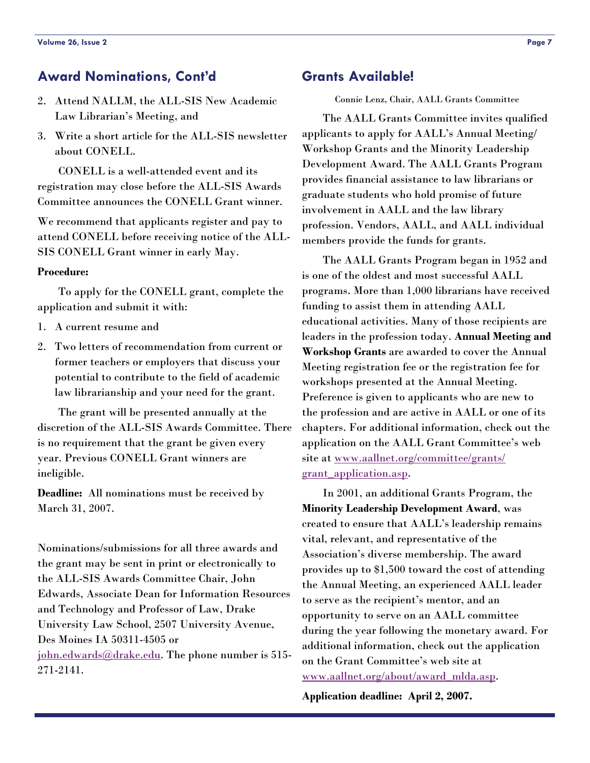## Award Nominations, Cont'd

2. Attend NALLM, the ALL-SIS New Academic Law Librarian's Meeting, and
3. Write a short article for the ALL-SIS newsletter about CONELL.

CONELL is a well-attended event and its registration may close before the ALL-SIS Awards Committee announces the CONELL Grant winner.

We recommend that applicants register and pay to attend CONELL before receiving notice of the ALL-SIS CONELL Grant winner in early May.

**Procedure:**

To apply for the CONELL grant, complete the application and submit it with:

1. A current resume and
2. Two letters of recommendation from current or former teachers or employers that discuss your potential to contribute to the field of academic law librarianship and your need for the grant.

The grant will be presented annually at the discretion of the ALL-SIS Awards Committee. There is no requirement that the grant be given every year. Previous CONELL Grant winners are ineligible.

**Deadline:** All nominations must be received by March 31, 2007.

Nominations/submissions for all three awards and the grant may be sent in print or electronically to the ALL-SIS Awards Committee Chair, John Edwards, Associate Dean for Information Resources and Technology and Professor of Law, Drake University Law School, 2507 University Avenue, Des Moines IA 50311-4505 or john.edwards@drake.edu. The phone number is 515-271-2141.

## Grants Available!

Connie Lenz, Chair, AALL Grants Committee

The AALL Grants Committee invites qualified applicants to apply for AALL's Annual Meeting/ Workshop Grants and the Minority Leadership Development Award. The AALL Grants Program provides financial assistance to law librarians or graduate students who hold promise of future involvement in AALL and the law library profession. Vendors, AALL, and AALL individual members provide the funds for grants.

The AALL Grants Program began in 1952 and is one of the oldest and most successful AALL programs. More than 1,000 librarians have received funding to assist them in attending AALL educational activities. Many of those recipients are leaders in the profession today. **Annual Meeting and Workshop Grants** are awarded to cover the Annual Meeting registration fee or the registration fee for workshops presented at the Annual Meeting. Preference is given to applicants who are new to the profession and are active in AALL or one of its chapters. For additional information, check out the application on the AALL Grant Committee's web site at www.aallnet.org/committee/grants/grant_application.asp.

In 2001, an additional Grants Program, the **Minority Leadership Development Award**, was created to ensure that AALL's leadership remains vital, relevant, and representative of the Association's diverse membership. The award provides up to $1,500 toward the cost of attending the Annual Meeting, an experienced AALL leader to serve as the recipient's mentor, and an opportunity to serve on an AALL committee during the year following the monetary award. For additional information, check out the application on the Grant Committee's web site at www.aallnet.org/about/award_mlda.asp.

**Application deadline: April 2, 2007.**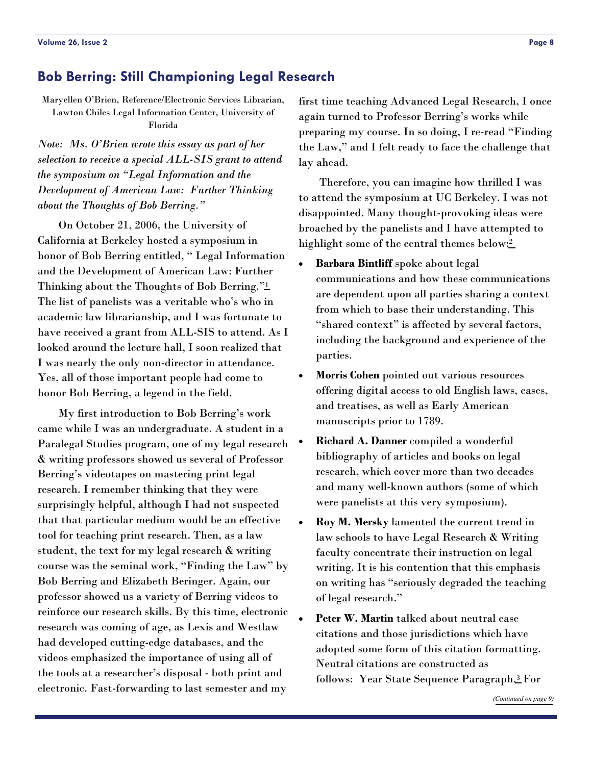## Bob Berring: Still Championing Legal Research

Maryellen O'Brien, Reference/Electronic Services Librarian, Lawton Chiles Legal Information Center, University of Florida

*Note: Ms. O'Brien wrote this essay as part of her selection to receive a special ALL-SIS grant to attend the symposium on "Legal Information and the Development of American Law: Further Thinking about the Thoughts of Bob Berring."*

On October 21, 2006, the University of California at Berkeley hosted a symposium in honor of Bob Berring entitled, " Legal Information and the Development of American Law: Further Thinking about the Thoughts of Bob Berring."[1] The list of panelists was a veritable who's who in academic law librarianship, and I was fortunate to have received a grant from ALL-SIS to attend. As I looked around the lecture hall, I soon realized that I was nearly the only non-director in attendance. Yes, all of those important people had come to honor Bob Berring, a legend in the field.

My first introduction to Bob Berring's work came while I was an undergraduate. A student in a Paralegal Studies program, one of my legal research & writing professors showed us several of Professor Berring's videotapes on mastering print legal research. I remember thinking that they were surprisingly helpful, although I had not suspected that that particular medium would be an effective tool for teaching print research. Then, as a law student, the text for my legal research & writing course was the seminal work, "Finding the Law" by Bob Berring and Elizabeth Beringer. Again, our professor showed us a variety of Berring videos to reinforce our research skills. By this time, electronic research was coming of age, as Lexis and Westlaw had developed cutting-edge databases, and the videos emphasized the importance of using all of the tools at a researcher's disposal - both print and electronic. Fast-forwarding to last semester and my first time teaching Advanced Legal Research, I once again turned to Professor Berring's works while preparing my course. In so doing, I re-read "Finding the Law," and I felt ready to face the challenge that lay ahead.

Therefore, you can imagine how thrilled I was to attend the symposium at UC Berkeley. I was not disappointed. Many thought-provoking ideas were broached by the panelists and I have attempted to highlight some of the central themes below:[2]

- **Barbara Bintliff** spoke about legal communications and how these communications are dependent upon all parties sharing a context from which to base their understanding. This "shared context" is affected by several factors, including the background and experience of the parties.
- **Morris Cohen** pointed out various resources offering digital access to old English laws, cases, and treatises, as well as Early American manuscripts prior to 1789.
- **Richard A. Danner** compiled a wonderful bibliography of articles and books on legal research, which cover more than two decades and many well-known authors (some of which were panelists at this very symposium).
- **Roy M. Mersky** lamented the current trend in law schools to have Legal Research & Writing faculty concentrate their instruction on legal writing. It is his contention that this emphasis on writing has "seriously degraded the teaching of legal research."
- **Peter W. Martin** talked about neutral case citations and those jurisdictions which have adopted some form of this citation formatting. Neutral citations are constructed as follows: Year State Sequence Paragraph.[3] For

*(Continued on page 9)*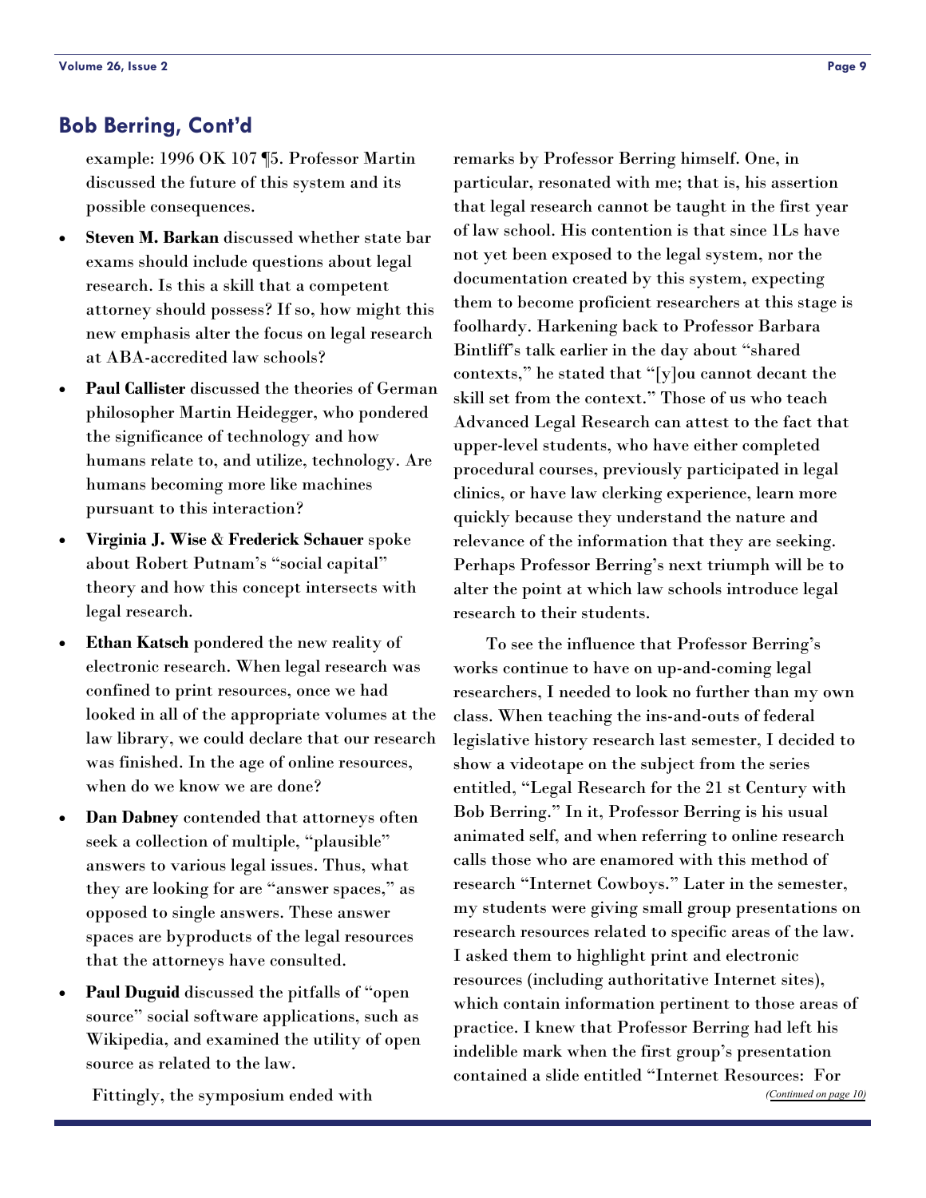## Bob Berring, Cont'd

example: 1996 OK 107 ¶5. Professor Martin discussed the future of this system and its possible consequences.

- **Steven M. Barkan** discussed whether state bar exams should include questions about legal research. Is this a skill that a competent attorney should possess? If so, how might this new emphasis alter the focus on legal research at ABA-accredited law schools?
- **Paul Callister** discussed the theories of German philosopher Martin Heidegger, who pondered the significance of technology and how humans relate to, and utilize, technology. Are humans becoming more like machines pursuant to this interaction?
- **Virginia J. Wise** & **Frederick Schauer** spoke about Robert Putnam's "social capital" theory and how this concept intersects with legal research.
- **Ethan Katsch** pondered the new reality of electronic research. When legal research was confined to print resources, once we had looked in all of the appropriate volumes at the law library, we could declare that our research was finished. In the age of online resources, when do we know we are done?
- **Dan Dabney** contended that attorneys often seek a collection of multiple, "plausible" answers to various legal issues. Thus, what they are looking for are "answer spaces," as opposed to single answers. These answer spaces are byproducts of the legal resources that the attorneys have consulted.
- **Paul Duguid** discussed the pitfalls of "open source" social software applications, such as Wikipedia, and examined the utility of open source as related to the law.

Fittingly, the symposium ended with remarks by Professor Berring himself. One, in particular, resonated with me; that is, his assertion that legal research cannot be taught in the first year of law school. His contention is that since 1Ls have not yet been exposed to the legal system, nor the documentation created by this system, expecting them to become proficient researchers at this stage is foolhardy. Harkening back to Professor Barbara Bintliff's talk earlier in the day about "shared contexts," he stated that "[y]ou cannot decant the skill set from the context." Those of us who teach Advanced Legal Research can attest to the fact that upper-level students, who have either completed procedural courses, previously participated in legal clinics, or have law clerking experience, learn more quickly because they understand the nature and relevance of the information that they are seeking. Perhaps Professor Berring's next triumph will be to alter the point at which law schools introduce legal research to their students.

To see the influence that Professor Berring's works continue to have on up-and-coming legal researchers, I needed to look no further than my own class. When teaching the ins-and-outs of federal legislative history research last semester, I decided to show a videotape on the subject from the series entitled, "Legal Research for the 21 st Century with Bob Berring." In it, Professor Berring is his usual animated self, and when referring to online research calls those who are enamored with this method of research "Internet Cowboys." Later in the semester, my students were giving small group presentations on research resources related to specific areas of the law. I asked them to highlight print and electronic resources (including authoritative Internet sites), which contain information pertinent to those areas of practice. I knew that Professor Berring had left his indelible mark when the first group's presentation contained a slide entitled "Internet Resources: For

*(Continued on page 10)*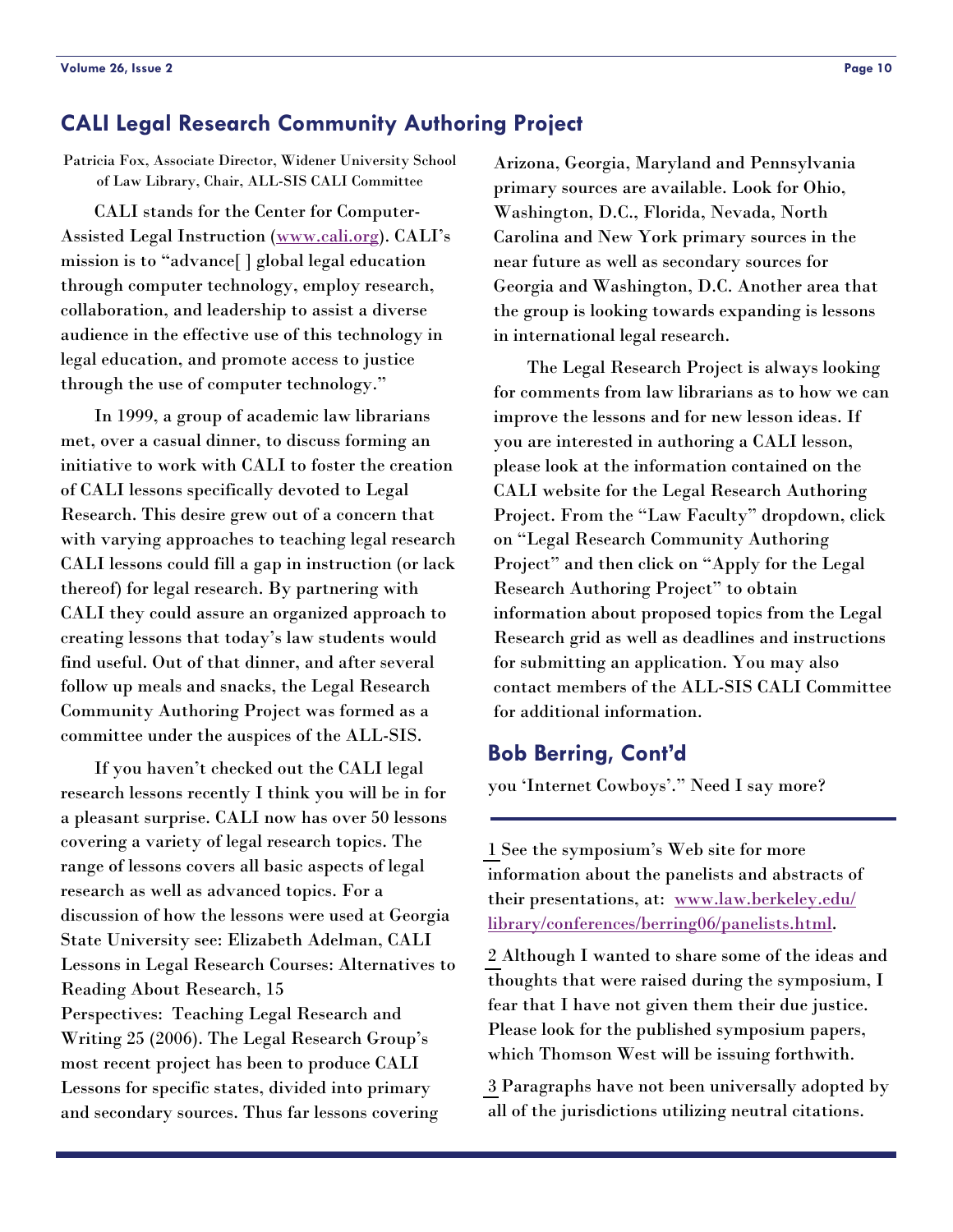## CALI Legal Research Community Authoring Project

Patricia Fox, Associate Director, Widener University School of Law Library, Chair, ALL-SIS CALI Committee

CALI stands for the Center for Computer-Assisted Legal Instruction (www.cali.org). CALI's mission is to "advance[ ] global legal education through computer technology, employ research, collaboration, and leadership to assist a diverse audience in the effective use of this technology in legal education, and promote access to justice through the use of computer technology."

In 1999, a group of academic law librarians met, over a casual dinner, to discuss forming an initiative to work with CALI to foster the creation of CALI lessons specifically devoted to Legal Research. This desire grew out of a concern that with varying approaches to teaching legal research CALI lessons could fill a gap in instruction (or lack thereof) for legal research. By partnering with CALI they could assure an organized approach to creating lessons that today's law students would find useful. Out of that dinner, and after several follow up meals and snacks, the Legal Research Community Authoring Project was formed as a committee under the auspices of the ALL-SIS.

If you haven't checked out the CALI legal research lessons recently I think you will be in for a pleasant surprise. CALI now has over 50 lessons covering a variety of legal research topics. The range of lessons covers all basic aspects of legal research as well as advanced topics. For a discussion of how the lessons were used at Georgia State University see: Elizabeth Adelman, CALI Lessons in Legal Research Courses: Alternatives to Reading About Research, 15 Perspectives: Teaching Legal Research and Writing 25 (2006). The Legal Research Group's most recent project has been to produce CALI Lessons for specific states, divided into primary and secondary sources. Thus far lessons covering Arizona, Georgia, Maryland and Pennsylvania primary sources are available. Look for Ohio, Washington, D.C., Florida, Nevada, North Carolina and New York primary sources in the near future as well as secondary sources for Georgia and Washington, D.C. Another area that the group is looking towards expanding is lessons in international legal research.

The Legal Research Project is always looking for comments from law librarians as to how we can improve the lessons and for new lesson ideas. If you are interested in authoring a CALI lesson, please look at the information contained on the CALI website for the Legal Research Authoring Project. From the "Law Faculty" dropdown, click on "Legal Research Community Authoring Project" and then click on "Apply for the Legal Research Authoring Project" to obtain information about proposed topics from the Legal Research grid as well as deadlines and instructions for submitting an application. You may also contact members of the ALL-SIS CALI Committee for additional information.

## Bob Berring, Cont'd

you 'Internet Cowboys'." Need I say more?

---

1 See the symposium's Web site for more information about the panelists and abstracts of their presentations, at: www.law.berkeley.edu/library/conferences/berring06/panelists.html.

2 Although I wanted to share some of the ideas and thoughts that were raised during the symposium, I fear that I have not given them their due justice. Please look for the published symposium papers, which Thomson West will be issuing forthwith.

3 Paragraphs have not been universally adopted by all of the jurisdictions utilizing neutral citations.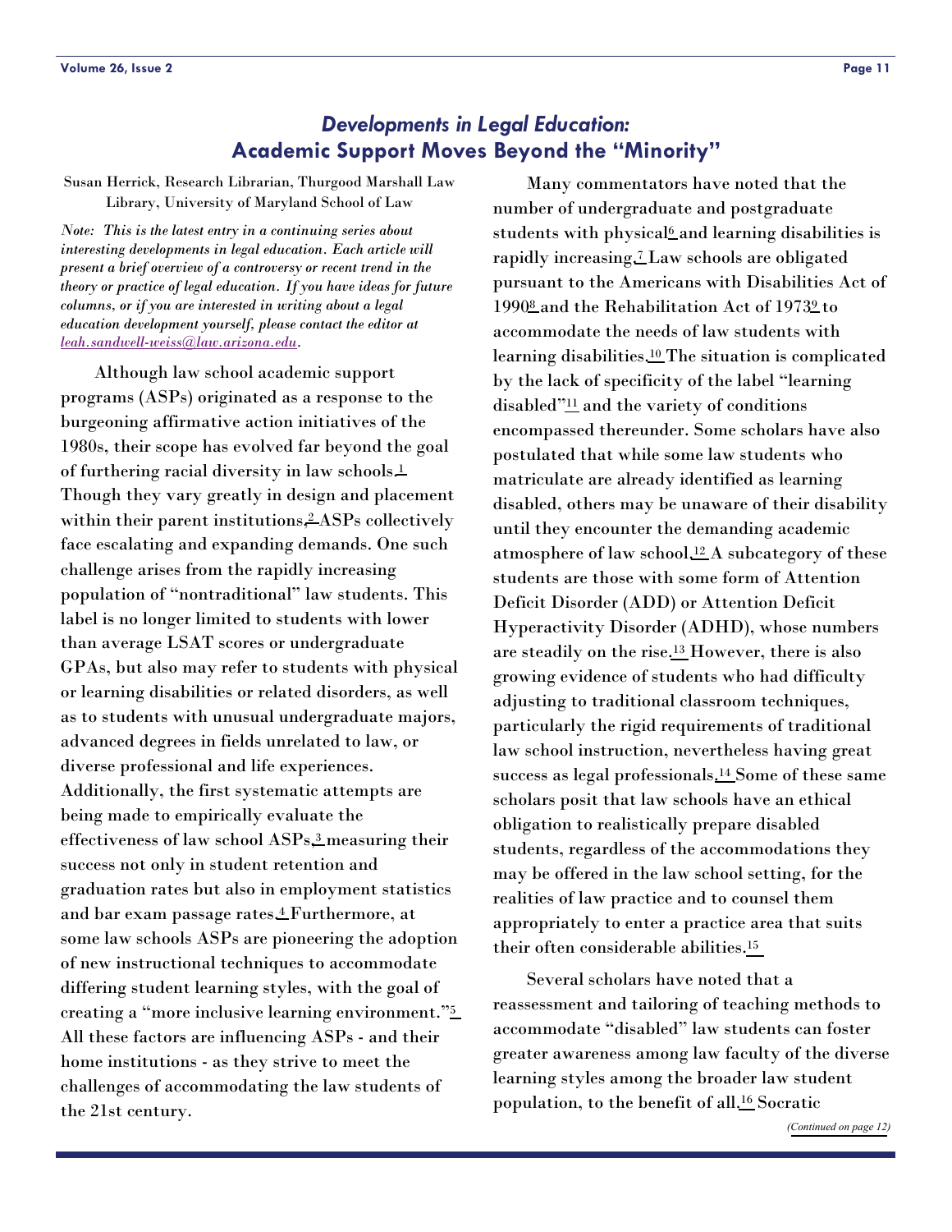## *Developments in Legal Education:* Academic Support Moves Beyond the "Minority"

Susan Herrick, Research Librarian, Thurgood Marshall Law Library, University of Maryland School of Law

*Note: This is the latest entry in a continuing series about interesting developments in legal education. Each article will present a brief overview of a controversy or recent trend in the theory or practice of legal education. If you have ideas for future columns, or if you are interested in writing about a legal education development yourself, please contact the editor at [leah.sandwell-weiss@law.arizona.edu](mailto:leah.sandwell-weiss@law.arizona.edu).*

Although law school academic support programs (ASPs) originated as a response to the burgeoning affirmative action initiatives of the 1980s, their scope has evolved far beyond the goal of furthering racial diversity in law schools.[1] Though they vary greatly in design and placement within their parent institutions,[2] ASPs collectively face escalating and expanding demands. One such challenge arises from the rapidly increasing population of "nontraditional" law students. This label is no longer limited to students with lower than average LSAT scores or undergraduate GPAs, but also may refer to students with physical or learning disabilities or related disorders, as well as to students with unusual undergraduate majors, advanced degrees in fields unrelated to law, or diverse professional and life experiences. Additionally, the first systematic attempts are being made to empirically evaluate the effectiveness of law school ASPs,[3] measuring their success not only in student retention and graduation rates but also in employment statistics and bar exam passage rates.[4] Furthermore, at some law schools ASPs are pioneering the adoption of new instructional techniques to accommodate differing student learning styles, with the goal of creating a "more inclusive learning environment."[5] All these factors are influencing ASPs - and their home institutions - as they strive to meet the challenges of accommodating the law students of the 21st century.

Many commentators have noted that the number of undergraduate and postgraduate students with physical[6] and learning disabilities is rapidly increasing.[7] Law schools are obligated pursuant to the Americans with Disabilities Act of 1990[8] and the Rehabilitation Act of 1973[9] to accommodate the needs of law students with learning disabilities.[10] The situation is complicated by the lack of specificity of the label "learning disabled"[11] and the variety of conditions encompassed thereunder. Some scholars have also postulated that while some law students who matriculate are already identified as learning disabled, others may be unaware of their disability until they encounter the demanding academic atmosphere of law school.[12] A subcategory of these students are those with some form of Attention Deficit Disorder (ADD) or Attention Deficit Hyperactivity Disorder (ADHD), whose numbers are steadily on the rise.[13] However, there is also growing evidence of students who had difficulty adjusting to traditional classroom techniques, particularly the rigid requirements of traditional law school instruction, nevertheless having great success as legal professionals.[14] Some of these same scholars posit that law schools have an ethical obligation to realistically prepare disabled students, regardless of the accommodations they may be offered in the law school setting, for the realities of law practice and to counsel them appropriately to enter a practice area that suits their often considerable abilities.[15]

Several scholars have noted that a reassessment and tailoring of teaching methods to accommodate "disabled" law students can foster greater awareness among law faculty of the diverse learning styles among the broader law student population, to the benefit of all.[16] Socratic

*(Continued on page 12)*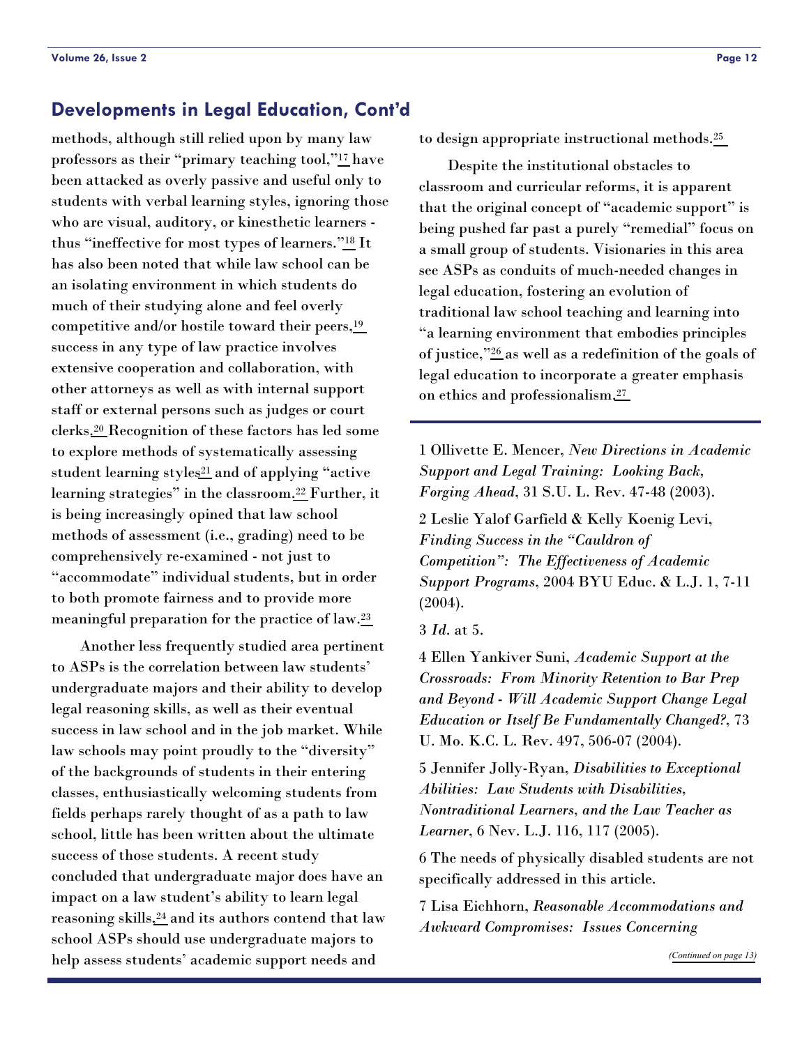## Developments in Legal Education, Cont'd

methods, although still relied upon by many law professors as their "primary teaching tool,"[17] have been attacked as overly passive and useful only to students with verbal learning styles, ignoring those who are visual, auditory, or kinesthetic learners - thus "ineffective for most types of learners."[18] It has also been noted that while law school can be an isolating environment in which students do much of their studying alone and feel overly competitive and/or hostile toward their peers,[19] success in any type of law practice involves extensive cooperation and collaboration, with other attorneys as well as with internal support staff or external persons such as judges or court clerks.[20] Recognition of these factors has led some to explore methods of systematically assessing student learning styles[21] and of applying "active learning strategies" in the classroom.[22] Further, it is being increasingly opined that law school methods of assessment (i.e., grading) need to be comprehensively re-examined - not just to "accommodate" individual students, but in order to both promote fairness and to provide more meaningful preparation for the practice of law.[23]

Another less frequently studied area pertinent to ASPs is the correlation between law students' undergraduate majors and their ability to develop legal reasoning skills, as well as their eventual success in law school and in the job market. While law schools may point proudly to the "diversity" of the backgrounds of students in their entering classes, enthusiastically welcoming students from fields perhaps rarely thought of as a path to law school, little has been written about the ultimate success of those students. A recent study concluded that undergraduate major does have an impact on a law student's ability to learn legal reasoning skills,[24] and its authors contend that law school ASPs should use undergraduate majors to help assess students' academic support needs and to design appropriate instructional methods.[25]

Despite the institutional obstacles to classroom and curricular reforms, it is apparent that the original concept of "academic support" is being pushed far past a purely "remedial" focus on a small group of students. Visionaries in this area see ASPs as conduits of much-needed changes in legal education, fostering an evolution of traditional law school teaching and learning into "a learning environment that embodies principles of justice,"[26] as well as a redefinition of the goals of legal education to incorporate a greater emphasis on ethics and professionalism.[27]

---

1 Ollivette E. Mencer, *New Directions in Academic Support and Legal Training: Looking Back, Forging Ahead*, 31 S.U. L. Rev. 47-48 (2003).

2 Leslie Yalof Garfield & Kelly Koenig Levi, *Finding Success in the "Cauldron of Competition": The Effectiveness of Academic Support Programs*, 2004 BYU Educ. & L.J. 1, 7-11 (2004).

3 *Id.* at 5.

4 Ellen Yankiver Suni, *Academic Support at the Crossroads: From Minority Retention to Bar Prep and Beyond - Will Academic Support Change Legal Education or Itself Be Fundamentally Changed?*, 73 U. Mo. K.C. L. Rev. 497, 506-07 (2004).

5 Jennifer Jolly-Ryan, *Disabilities to Exceptional Abilities: Law Students with Disabilities, Nontraditional Learners, and the Law Teacher as Learner*, 6 Nev. L.J. 116, 117 (2005).

6 The needs of physically disabled students are not specifically addressed in this article.

7 Lisa Eichhorn, *Reasonable Accommodations and Awkward Compromises: Issues Concerning*

*(Continued on page 13)*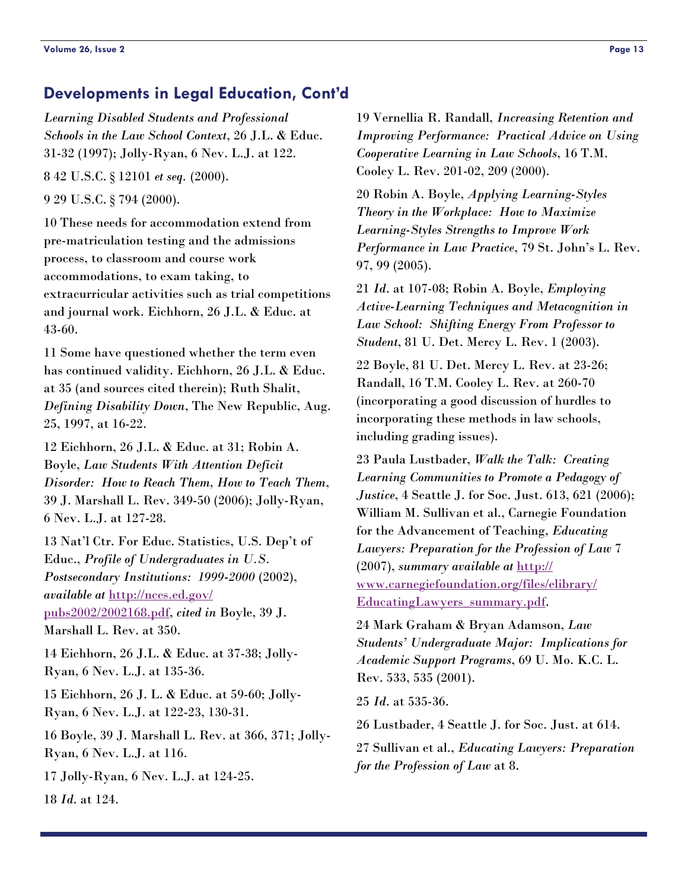## Developments in Legal Education, Cont'd

*Learning Disabled Students and Professional Schools in the Law School Context*, 26 J.L. & Educ. 31-32 (1997); Jolly-Ryan, 6 Nev. L.J. at 122.

8 42 U.S.C. § 12101 *et seq.* (2000).

9 29 U.S.C. § 794 (2000).

10 These needs for accommodation extend from pre-matriculation testing and the admissions process, to classroom and course work accommodations, to exam taking, to extracurricular activities such as trial competitions and journal work. Eichhorn, 26 J.L. & Educ. at 43-60.

11 Some have questioned whether the term even has continued validity. Eichhorn, 26 J.L. & Educ. at 35 (and sources cited therein); Ruth Shalit, *Defining Disability Down*, The New Republic, Aug. 25, 1997, at 16-22.

12 Eichhorn, 26 J.L. & Educ. at 31; Robin A. Boyle, *Law Students With Attention Deficit Disorder: How to Reach Them, How to Teach Them*, 39 J. Marshall L. Rev. 349-50 (2006); Jolly-Ryan, 6 Nev. L.J. at 127-28.

13 Nat'l Ctr. For Educ. Statistics, U.S. Dep't of Educ., *Profile of Undergraduates in U.S. Postsecondary Institutions: 1999-2000* (2002), *available at* http://nces.ed.gov/pubs2002/2002168.pdf, *cited in* Boyle, 39 J. Marshall L. Rev. at 350.

14 Eichhorn, 26 J.L. & Educ. at 37-38; Jolly-Ryan, 6 Nev. L.J. at 135-36.

15 Eichhorn, 26 J. L. & Educ. at 59-60; Jolly-Ryan, 6 Nev. L.J. at 122-23, 130-31.

16 Boyle, 39 J. Marshall L. Rev. at 366, 371; Jolly-Ryan, 6 Nev. L.J. at 116.

17 Jolly-Ryan, 6 Nev. L.J. at 124-25.

18 *Id.* at 124.

19 Vernellia R. Randall, *Increasing Retention and Improving Performance: Practical Advice on Using Cooperative Learning in Law Schools*, 16 T.M. Cooley L. Rev. 201-02, 209 (2000).

20 Robin A. Boyle, *Applying Learning-Styles Theory in the Workplace: How to Maximize Learning-Styles Strengths to Improve Work Performance in Law Practice*, 79 St. John's L. Rev. 97, 99 (2005).

21 *Id.* at 107-08; Robin A. Boyle, *Employing Active-Learning Techniques and Metacognition in Law School: Shifting Energy From Professor to Student*, 81 U. Det. Mercy L. Rev. 1 (2003).

22 Boyle, 81 U. Det. Mercy L. Rev. at 23-26; Randall, 16 T.M. Cooley L. Rev. at 260-70 (incorporating a good discussion of hurdles to incorporating these methods in law schools, including grading issues).

23 Paula Lustbader, *Walk the Talk: Creating Learning Communities to Promote a Pedagogy of Justice*, 4 Seattle J. for Soc. Just. 613, 621 (2006); William M. Sullivan et al., Carnegie Foundation for the Advancement of Teaching, *Educating Lawyers: Preparation for the Profession of Law* 7 (2007), *summary available at* http://www.carnegiefoundation.org/files/elibrary/EducatingLawyers_summary.pdf.

24 Mark Graham & Bryan Adamson, *Law Students' Undergraduate Major: Implications for Academic Support Programs*, 69 U. Mo. K.C. L. Rev. 533, 535 (2001).

25 *Id.* at 535-36.

26 Lustbader, 4 Seattle J. for Soc. Just. at 614.

27 Sullivan et al., *Educating Lawyers: Preparation for the Profession of Law* at 8.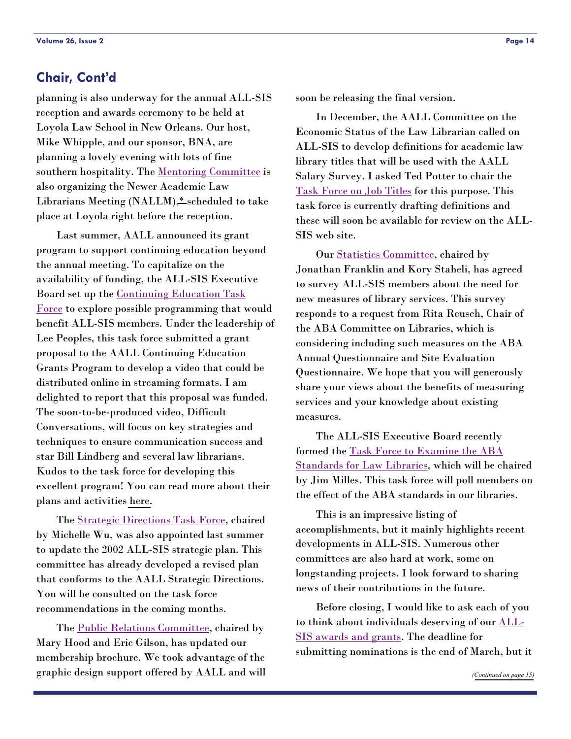## Chair, Cont'd

planning is also underway for the annual ALL-SIS reception and awards ceremony to be held at Loyola Law School in New Orleans. Our host, Mike Whipple, and our sponsor, BNA, are planning a lovely evening with lots of fine southern hospitality. The Mentoring Committee is also organizing the Newer Academic Law Librarians Meeting (NALLM),* scheduled to take place at Loyola right before the reception.

Last summer, AALL announced its grant program to support continuing education beyond the annual meeting. To capitalize on the availability of funding, the ALL-SIS Executive Board set up the Continuing Education Task Force to explore possible programming that would benefit ALL-SIS members. Under the leadership of Lee Peoples, this task force submitted a grant proposal to the AALL Continuing Education Grants Program to develop a video that could be distributed online in streaming formats. I am delighted to report that this proposal was funded. The soon-to-be-produced video, Difficult Conversations, will focus on key strategies and techniques to ensure communication success and star Bill Lindberg and several law librarians. Kudos to the task force for developing this excellent program! You can read more about their plans and activities here.

The Strategic Directions Task Force, chaired by Michelle Wu, was also appointed last summer to update the 2002 ALL-SIS strategic plan. This committee has already developed a revised plan that conforms to the AALL Strategic Directions. You will be consulted on the task force recommendations in the coming months.

The Public Relations Committee, chaired by Mary Hood and Eric Gilson, has updated our membership brochure. We took advantage of the graphic design support offered by AALL and will soon be releasing the final version.

In December, the AALL Committee on the Economic Status of the Law Librarian called on ALL-SIS to develop definitions for academic law library titles that will be used with the AALL Salary Survey. I asked Ted Potter to chair the Task Force on Job Titles for this purpose. This task force is currently drafting definitions and these will soon be available for review on the ALL-SIS web site.

Our Statistics Committee, chaired by Jonathan Franklin and Kory Staheli, has agreed to survey ALL-SIS members about the need for new measures of library services. This survey responds to a request from Rita Reusch, Chair of the ABA Committee on Libraries, which is considering including such measures on the ABA Annual Questionnaire and Site Evaluation Questionnaire. We hope that you will generously share your views about the benefits of measuring services and your knowledge about existing measures.

The ALL-SIS Executive Board recently formed the Task Force to Examine the ABA Standards for Law Libraries, which will be chaired by Jim Milles. This task force will poll members on the effect of the ABA standards in our libraries.

This is an impressive listing of accomplishments, but it mainly highlights recent developments in ALL-SIS. Numerous other committees are also hard at work, some on longstanding projects. I look forward to sharing news of their contributions in the future.

Before closing, I would like to ask each of you to think about individuals deserving of our ALL-SIS awards and grants. The deadline for submitting nominations is the end of March, but it

*(Continued on page 15)*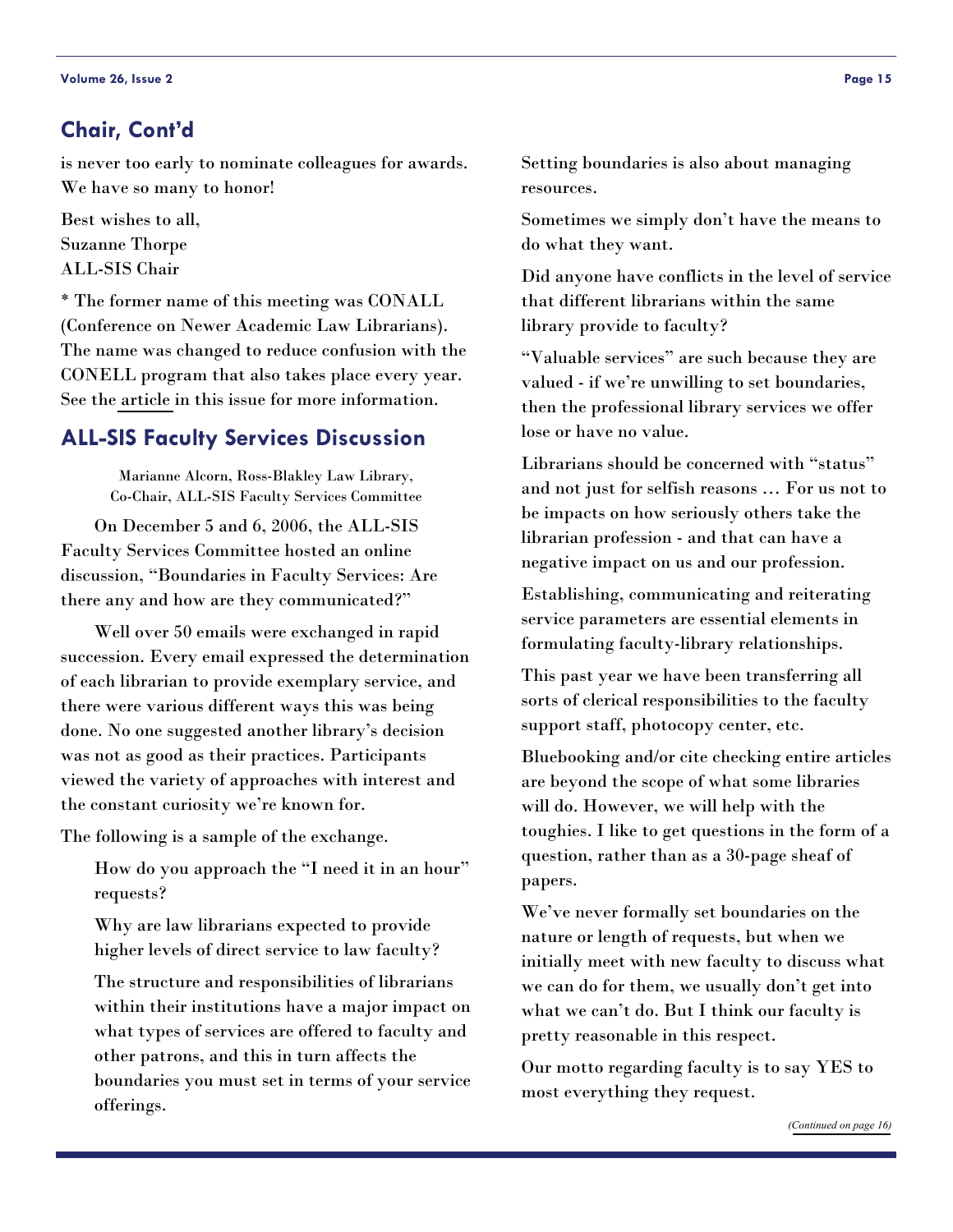## Chair, Cont'd

is never too early to nominate colleagues for awards. We have so many to honor!

Best wishes to all,
Suzanne Thorpe
ALL-SIS Chair

* The former name of this meeting was CONALL (Conference on Newer Academic Law Librarians). The name was changed to reduce confusion with the CONELL program that also takes place every year. See the article in this issue for more information.

## ALL-SIS Faculty Services Discussion

Marianne Alcorn, Ross-Blakley Law Library,
Co-Chair, ALL-SIS Faculty Services Committee

On December 5 and 6, 2006, the ALL-SIS Faculty Services Committee hosted an online discussion, "Boundaries in Faculty Services: Are there any and how are they communicated?"

Well over 50 emails were exchanged in rapid succession. Every email expressed the determination of each librarian to provide exemplary service, and there were various different ways this was being done. No one suggested another library's decision was not as good as their practices. Participants viewed the variety of approaches with interest and the constant curiosity we're known for.

The following is a sample of the exchange.

> How do you approach the "I need it in an hour" requests?
>
> Why are law librarians expected to provide higher levels of direct service to law faculty?
>
> The structure and responsibilities of librarians within their institutions have a major impact on what types of services are offered to faculty and other patrons, and this in turn affects the boundaries you must set in terms of your service offerings.
>
> Setting boundaries is also about managing resources.
>
> Sometimes we simply don't have the means to do what they want.
>
> Did anyone have conflicts in the level of service that different librarians within the same library provide to faculty?
>
> "Valuable services" are such because they are valued - if we're unwilling to set boundaries, then the professional library services we offer lose or have no value.
>
> Librarians should be concerned with "status" and not just for selfish reasons … For us not to be impacts on how seriously others take the librarian profession - and that can have a negative impact on us and our profession.
>
> Establishing, communicating and reiterating service parameters are essential elements in formulating faculty-library relationships.
>
> This past year we have been transferring all sorts of clerical responsibilities to the faculty support staff, photocopy center, etc.
>
> Bluebooking and/or cite checking entire articles are beyond the scope of what some libraries will do. However, we will help with the toughies. I like to get questions in the form of a question, rather than as a 30-page sheaf of papers.
>
> We've never formally set boundaries on the nature or length of requests, but when we initially meet with new faculty to discuss what we can do for them, we usually don't get into what we can't do. But I think our faculty is pretty reasonable in this respect.
>
> Our motto regarding faculty is to say YES to most everything they request.

*(Continued on page 16)*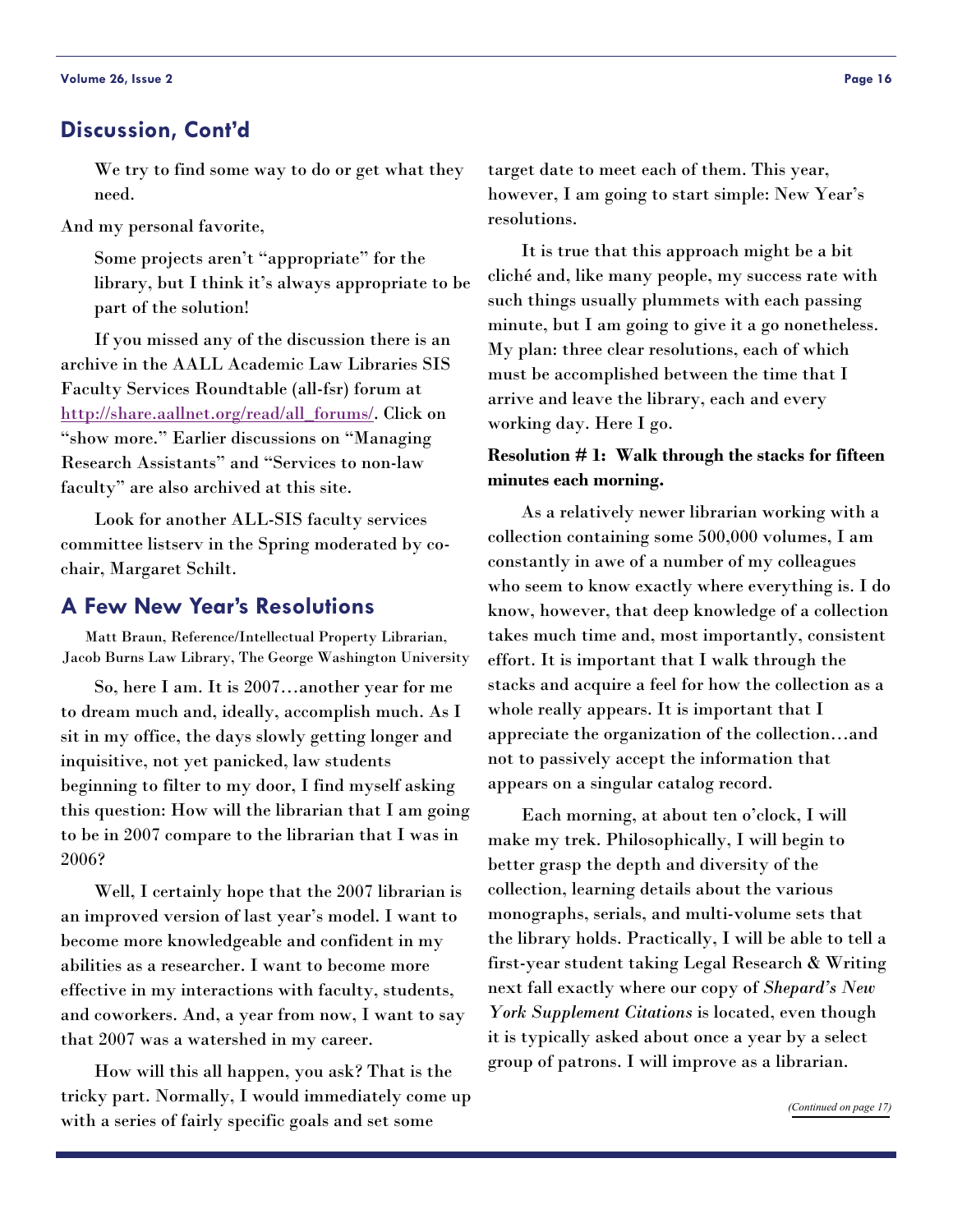## Discussion, Cont'd

> We try to find some way to do or get what they need.

And my personal favorite,

> Some projects aren't "appropriate" for the library, but I think it's always appropriate to be part of the solution!

If you missed any of the discussion there is an archive in the AALL Academic Law Libraries SIS Faculty Services Roundtable (all-fsr) forum at http://share.aallnet.org/read/all_forums/. Click on "show more." Earlier discussions on "Managing Research Assistants" and "Services to non-law faculty" are also archived at this site.

Look for another ALL-SIS faculty services committee listserv in the Spring moderated by co-chair, Margaret Schilt.

## A Few New Year's Resolutions

Matt Braun, Reference/Intellectual Property Librarian, Jacob Burns Law Library, The George Washington University

So, here I am. It is 2007…another year for me to dream much and, ideally, accomplish much. As I sit in my office, the days slowly getting longer and inquisitive, not yet panicked, law students beginning to filter to my door, I find myself asking this question: How will the librarian that I am going to be in 2007 compare to the librarian that I was in 2006?

Well, I certainly hope that the 2007 librarian is an improved version of last year's model. I want to become more knowledgeable and confident in my abilities as a researcher. I want to become more effective in my interactions with faculty, students, and coworkers. And, a year from now, I want to say that 2007 was a watershed in my career.

How will this all happen, you ask? That is the tricky part. Normally, I would immediately come up with a series of fairly specific goals and set some target date to meet each of them. This year, however, I am going to start simple: New Year's resolutions.

It is true that this approach might be a bit cliché and, like many people, my success rate with such things usually plummets with each passing minute, but I am going to give it a go nonetheless. My plan: three clear resolutions, each of which must be accomplished between the time that I arrive and leave the library, each and every working day. Here I go.

**Resolution # 1: Walk through the stacks for fifteen minutes each morning.**

As a relatively newer librarian working with a collection containing some 500,000 volumes, I am constantly in awe of a number of my colleagues who seem to know exactly where everything is. I do know, however, that deep knowledge of a collection takes much time and, most importantly, consistent effort. It is important that I walk through the stacks and acquire a feel for how the collection as a whole really appears. It is important that I appreciate the organization of the collection…and not to passively accept the information that appears on a singular catalog record.

Each morning, at about ten o'clock, I will make my trek. Philosophically, I will begin to better grasp the depth and diversity of the collection, learning details about the various monographs, serials, and multi-volume sets that the library holds. Practically, I will be able to tell a first-year student taking Legal Research & Writing next fall exactly where our copy of *Shepard's New York Supplement Citations* is located, even though it is typically asked about once a year by a select group of patrons. I will improve as a librarian.

*(Continued on page 17)*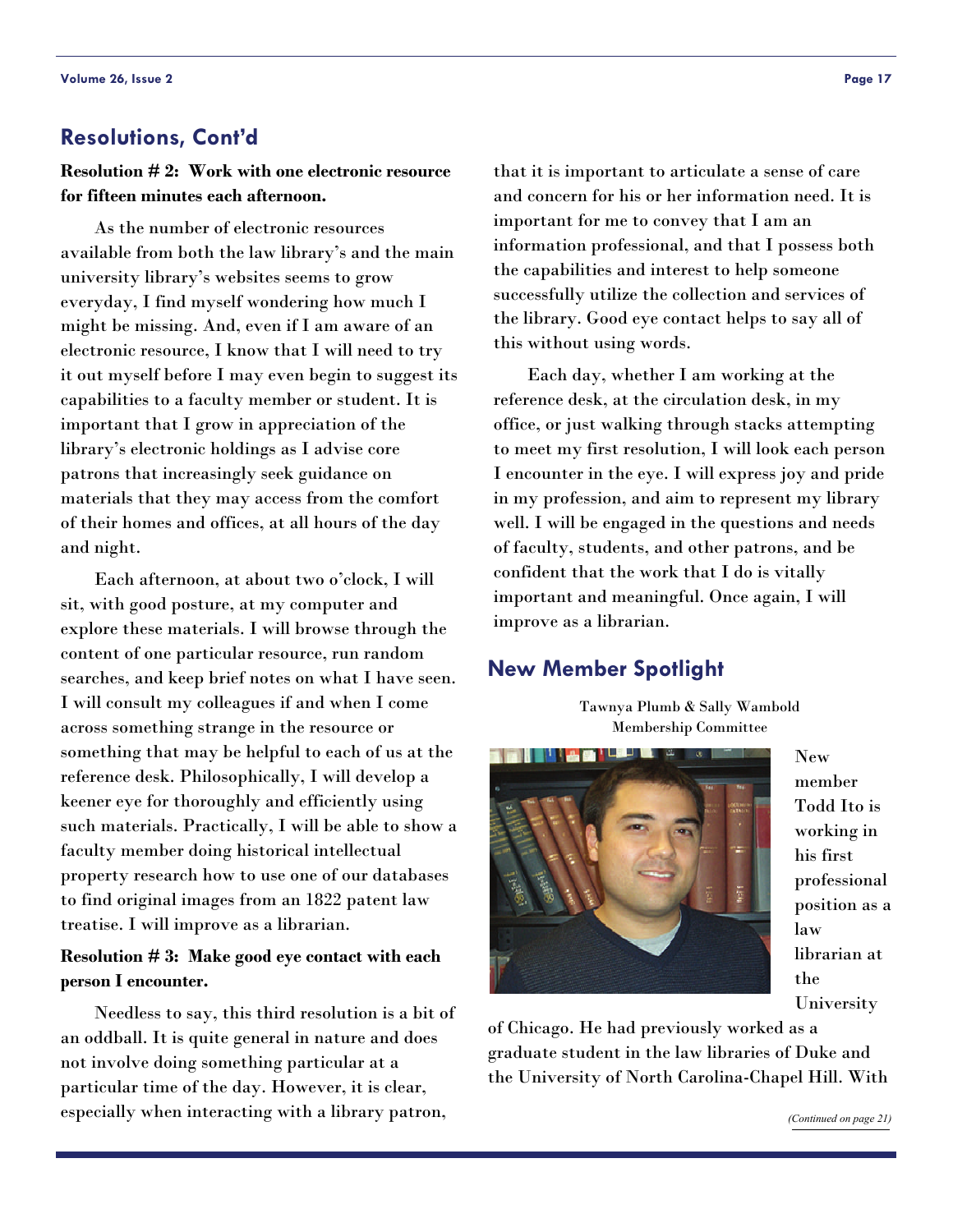## Resolutions, Cont'd

**Resolution # 2: Work with one electronic resource for fifteen minutes each afternoon.**

As the number of electronic resources available from both the law library's and the main university library's websites seems to grow everyday, I find myself wondering how much I might be missing. And, even if I am aware of an electronic resource, I know that I will need to try it out myself before I may even begin to suggest its capabilities to a faculty member or student. It is important that I grow in appreciation of the library's electronic holdings as I advise core patrons that increasingly seek guidance on materials that they may access from the comfort of their homes and offices, at all hours of the day and night.

Each afternoon, at about two o'clock, I will sit, with good posture, at my computer and explore these materials. I will browse through the content of one particular resource, run random searches, and keep brief notes on what I have seen. I will consult my colleagues if and when I come across something strange in the resource or something that may be helpful to each of us at the reference desk. Philosophically, I will develop a keener eye for thoroughly and efficiently using such materials. Practically, I will be able to show a faculty member doing historical intellectual property research how to use one of our databases to find original images from an 1822 patent law treatise. I will improve as a librarian.

**Resolution # 3: Make good eye contact with each person I encounter.**

Needless to say, this third resolution is a bit of an oddball. It is quite general in nature and does not involve doing something particular at a particular time of the day. However, it is clear, especially when interacting with a library patron, that it is important to articulate a sense of care and concern for his or her information need. It is important for me to convey that I am an information professional, and that I possess both the capabilities and interest to help someone successfully utilize the collection and services of the library. Good eye contact helps to say all of this without using words.

Each day, whether I am working at the reference desk, at the circulation desk, in my office, or just walking through stacks attempting to meet my first resolution, I will look each person I encounter in the eye. I will express joy and pride in my profession, and aim to represent my library well. I will be engaged in the questions and needs of faculty, students, and other patrons, and be confident that the work that I do is vitally important and meaningful. Once again, I will improve as a librarian.

## New Member Spotlight

Tawnya Plumb & Sally Wambold
Membership Committee

New member Todd Ito is working in his first professional position as a law librarian at the University of Chicago. He had previously worked as a graduate student in the law libraries of Duke and the University of North Carolina-Chapel Hill. With

*(Continued on page 21)*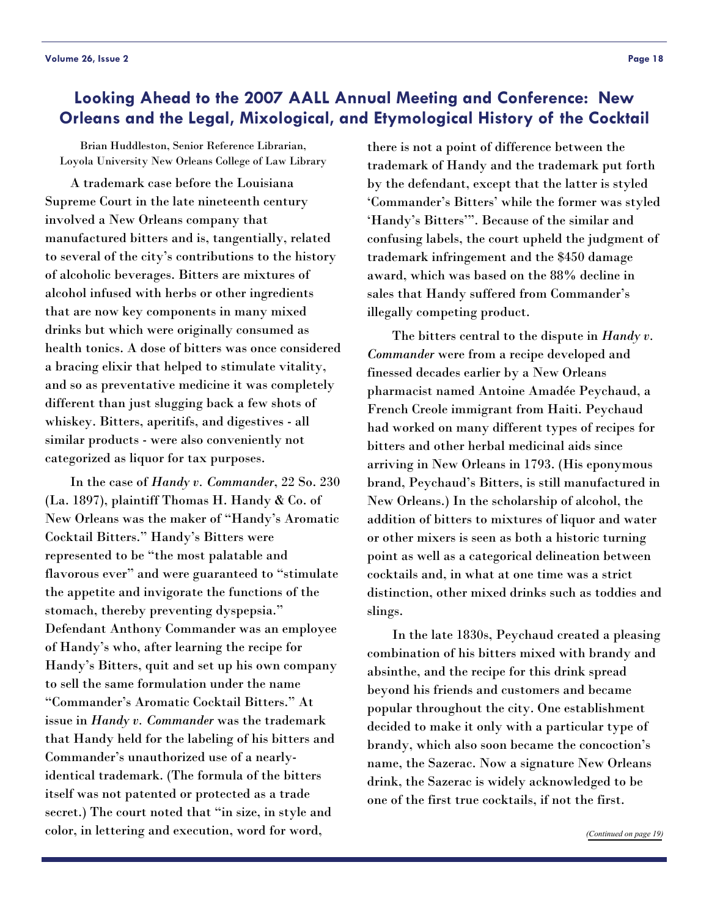## Looking Ahead to the 2007 AALL Annual Meeting and Conference: New Orleans and the Legal, Mixological, and Etymological History of the Cocktail

Brian Huddleston, Senior Reference Librarian, Loyola University New Orleans College of Law Library

A trademark case before the Louisiana Supreme Court in the late nineteenth century involved a New Orleans company that manufactured bitters and is, tangentially, related to several of the city's contributions to the history of alcoholic beverages. Bitters are mixtures of alcohol infused with herbs or other ingredients that are now key components in many mixed drinks but which were originally consumed as health tonics. A dose of bitters was once considered a bracing elixir that helped to stimulate vitality, and so as preventative medicine it was completely different than just slugging back a few shots of whiskey. Bitters, aperitifs, and digestives - all similar products - were also conveniently not categorized as liquor for tax purposes.

In the case of *Handy v. Commander*, 22 So. 230 (La. 1897), plaintiff Thomas H. Handy & Co. of New Orleans was the maker of "Handy's Aromatic Cocktail Bitters." Handy's Bitters were represented to be "the most palatable and flavorous ever" and were guaranteed to "stimulate the appetite and invigorate the functions of the stomach, thereby preventing dyspepsia." Defendant Anthony Commander was an employee of Handy's who, after learning the recipe for Handy's Bitters, quit and set up his own company to sell the same formulation under the name "Commander's Aromatic Cocktail Bitters." At issue in *Handy v. Commander* was the trademark that Handy held for the labeling of his bitters and Commander's unauthorized use of a nearly-identical trademark. (The formula of the bitters itself was not patented or protected as a trade secret.) The court noted that "in size, in style and color, in lettering and execution, word for word, there is not a point of difference between the trademark of Handy and the trademark put forth by the defendant, except that the latter is styled 'Commander's Bitters' while the former was styled 'Handy's Bitters'". Because of the similar and confusing labels, the court upheld the judgment of trademark infringement and the $450 damage award, which was based on the 88% decline in sales that Handy suffered from Commander's illegally competing product.

The bitters central to the dispute in *Handy v. Commander* were from a recipe developed and finessed decades earlier by a New Orleans pharmacist named Antoine Amadée Peychaud, a French Creole immigrant from Haiti. Peychaud had worked on many different types of recipes for bitters and other herbal medicinal aids since arriving in New Orleans in 1793. (His eponymous brand, Peychaud's Bitters, is still manufactured in New Orleans.) In the scholarship of alcohol, the addition of bitters to mixtures of liquor and water or other mixers is seen as both a historic turning point as well as a categorical delineation between cocktails and, in what at one time was a strict distinction, other mixed drinks such as toddies and slings.

In the late 1830s, Peychaud created a pleasing combination of his bitters mixed with brandy and absinthe, and the recipe for this drink spread beyond his friends and customers and became popular throughout the city. One establishment decided to make it only with a particular type of brandy, which also soon became the concoction's name, the Sazerac. Now a signature New Orleans drink, the Sazerac is widely acknowledged to be one of the first true cocktails, if not the first.

*(Continued on page 19)*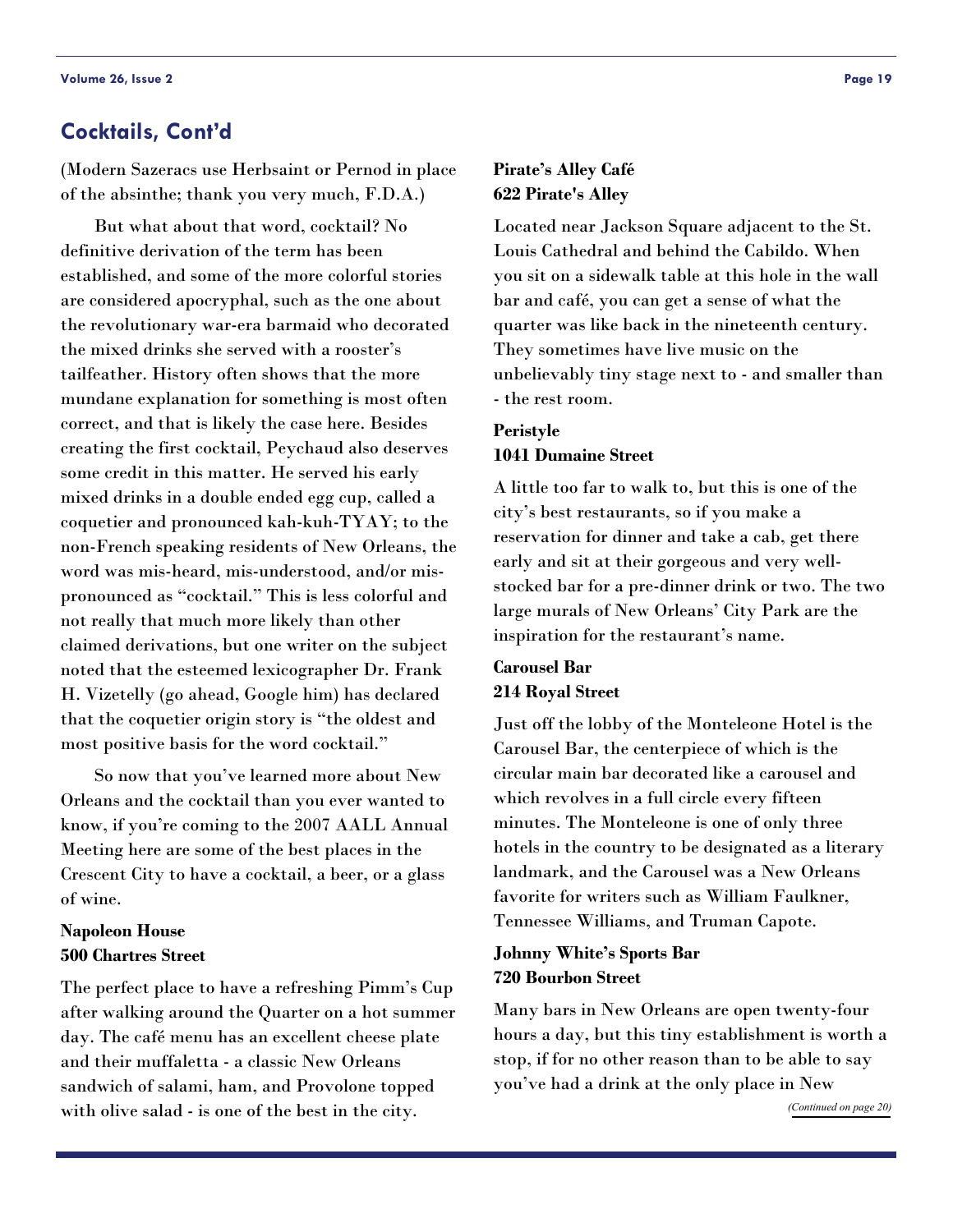## Cocktails, Cont'd

(Modern Sazeracs use Herbsaint or Pernod in place of the absinthe; thank you very much, F.D.A.)

But what about that word, cocktail? No definitive derivation of the term has been established, and some of the more colorful stories are considered apocryphal, such as the one about the revolutionary war-era barmaid who decorated the mixed drinks she served with a rooster's tailfeather. History often shows that the more mundane explanation for something is most often correct, and that is likely the case here. Besides creating the first cocktail, Peychaud also deserves some credit in this matter. He served his early mixed drinks in a double ended egg cup, called a coquetier and pronounced kah-kuh-TYAY; to the non-French speaking residents of New Orleans, the word was mis-heard, mis-understood, and/or mis-pronounced as "cocktail." This is less colorful and not really that much more likely than other claimed derivations, but one writer on the subject noted that the esteemed lexicographer Dr. Frank H. Vizetelly (go ahead, Google him) has declared that the coquetier origin story is "the oldest and most positive basis for the word cocktail."

So now that you've learned more about New Orleans and the cocktail than you ever wanted to know, if you're coming to the 2007 AALL Annual Meeting here are some of the best places in the Crescent City to have a cocktail, a beer, or a glass of wine.

**Napoleon House**
**500 Chartres Street**

The perfect place to have a refreshing Pimm's Cup after walking around the Quarter on a hot summer day. The café menu has an excellent cheese plate and their muffaletta - a classic New Orleans sandwich of salami, ham, and Provolone topped with olive salad - is one of the best in the city.

**Pirate's Alley Café**
**622 Pirate's Alley**

Located near Jackson Square adjacent to the St. Louis Cathedral and behind the Cabildo. When you sit on a sidewalk table at this hole in the wall bar and café, you can get a sense of what the quarter was like back in the nineteenth century. They sometimes have live music on the unbelievably tiny stage next to - and smaller than - the rest room.

**Peristyle**
**1041 Dumaine Street**

A little too far to walk to, but this is one of the city's best restaurants, so if you make a reservation for dinner and take a cab, get there early and sit at their gorgeous and very well-stocked bar for a pre-dinner drink or two. The two large murals of New Orleans' City Park are the inspiration for the restaurant's name.

**Carousel Bar**
**214 Royal Street**

Just off the lobby of the Monteleone Hotel is the Carousel Bar, the centerpiece of which is the circular main bar decorated like a carousel and which revolves in a full circle every fifteen minutes. The Monteleone is one of only three hotels in the country to be designated as a literary landmark, and the Carousel was a New Orleans favorite for writers such as William Faulkner, Tennessee Williams, and Truman Capote.

**Johnny White's Sports Bar**
**720 Bourbon Street**

Many bars in New Orleans are open twenty-four hours a day, but this tiny establishment is worth a stop, if for no other reason than to be able to say you've had a drink at the only place in New

*(Continued on page 20)*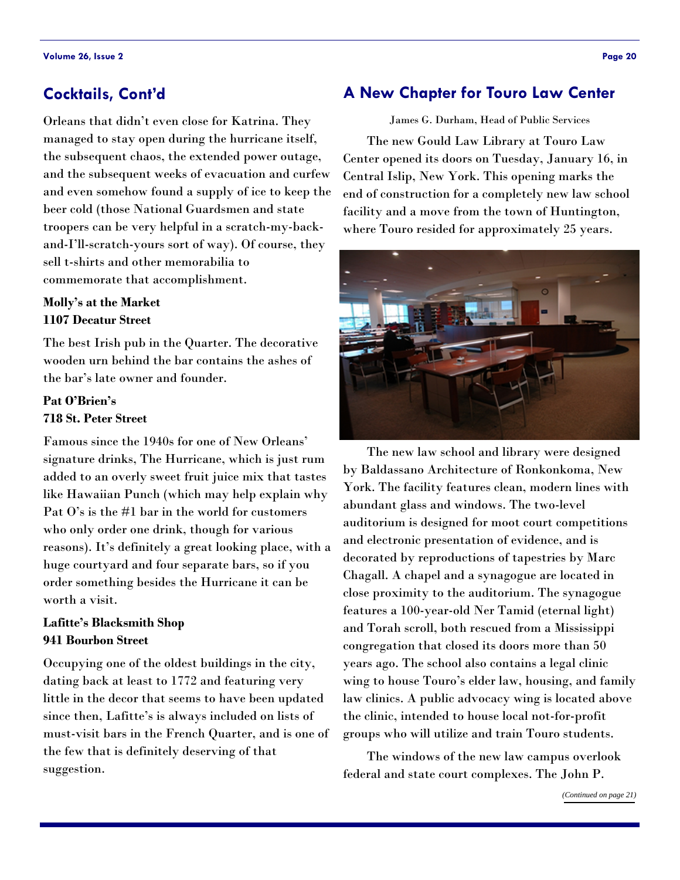## Cocktails, Cont'd

Orleans that didn't even close for Katrina. They managed to stay open during the hurricane itself, the subsequent chaos, the extended power outage, and the subsequent weeks of evacuation and curfew and even somehow found a supply of ice to keep the beer cold (those National Guardsmen and state troopers can be very helpful in a scratch-my-back-and-I'll-scratch-yours sort of way). Of course, they sell t-shirts and other memorabilia to commemorate that accomplishment.

**Molly's at the Market**
**1107 Decatur Street**

The best Irish pub in the Quarter. The decorative wooden urn behind the bar contains the ashes of the bar's late owner and founder.

**Pat O'Brien's**
**718 St. Peter Street**

Famous since the 1940s for one of New Orleans' signature drinks, The Hurricane, which is just rum added to an overly sweet fruit juice mix that tastes like Hawaiian Punch (which may help explain why Pat O's is the #1 bar in the world for customers who only order one drink, though for various reasons). It's definitely a great looking place, with a huge courtyard and four separate bars, so if you order something besides the Hurricane it can be worth a visit.

**Lafitte's Blacksmith Shop**
**941 Bourbon Street**

Occupying one of the oldest buildings in the city, dating back at least to 1772 and featuring very little in the decor that seems to have been updated since then, Lafitte's is always included on lists of must-visit bars in the French Quarter, and is one of the few that is definitely deserving of that suggestion.

## A New Chapter for Touro Law Center

James G. Durham, Head of Public Services

The new Gould Law Library at Touro Law Center opened its doors on Tuesday, January 16, in Central Islip, New York. This opening marks the end of construction for a completely new law school facility and a move from the town of Huntington, where Touro resided for approximately 25 years.

The new law school and library were designed by Baldassano Architecture of Ronkonkoma, New York. The facility features clean, modern lines with abundant glass and windows. The two-level auditorium is designed for moot court competitions and electronic presentation of evidence, and is decorated by reproductions of tapestries by Marc Chagall. A chapel and a synagogue are located in close proximity to the auditorium. The synagogue features a 100-year-old Ner Tamid (eternal light) and Torah scroll, both rescued from a Mississippi congregation that closed its doors more than 50 years ago. The school also contains a legal clinic wing to house Touro's elder law, housing, and family law clinics. A public advocacy wing is located above the clinic, intended to house local not-for-profit groups who will utilize and train Touro students.

The windows of the new law campus overlook federal and state court complexes. The John P.

*(Continued on page 21)*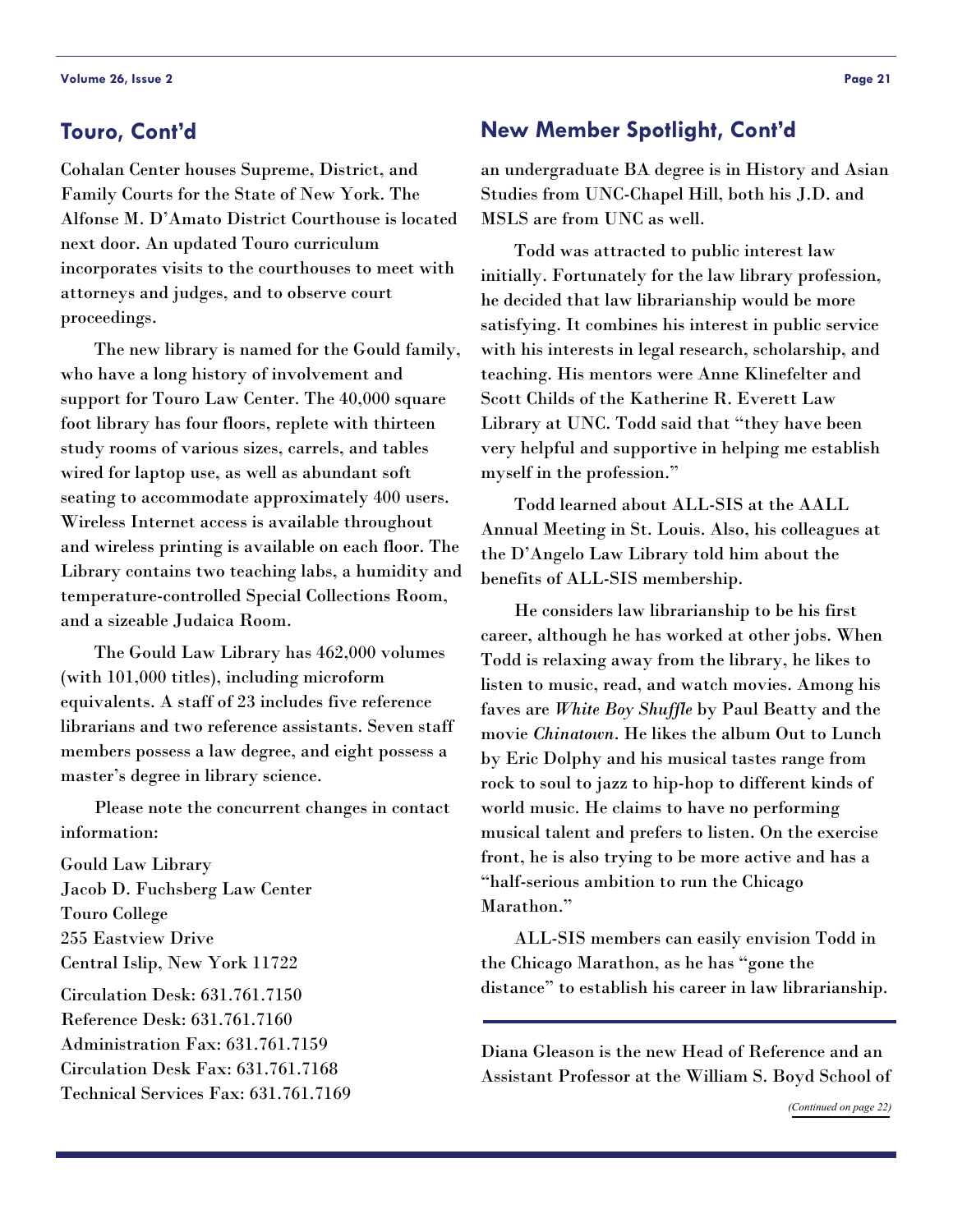## Touro, Cont'd

Cohalan Center houses Supreme, District, and Family Courts for the State of New York. The Alfonse M. D'Amato District Courthouse is located next door. An updated Touro curriculum incorporates visits to the courthouses to meet with attorneys and judges, and to observe court proceedings.

The new library is named for the Gould family, who have a long history of involvement and support for Touro Law Center. The 40,000 square foot library has four floors, replete with thirteen study rooms of various sizes, carrels, and tables wired for laptop use, as well as abundant soft seating to accommodate approximately 400 users. Wireless Internet access is available throughout and wireless printing is available on each floor. The Library contains two teaching labs, a humidity and temperature-controlled Special Collections Room, and a sizeable Judaica Room.

The Gould Law Library has 462,000 volumes (with 101,000 titles), including microform equivalents. A staff of 23 includes five reference librarians and two reference assistants. Seven staff members possess a law degree, and eight possess a master's degree in library science.

Please note the concurrent changes in contact information:

Gould Law Library
Jacob D. Fuchsberg Law Center
Touro College
255 Eastview Drive
Central Islip, New York 11722

Circulation Desk: 631.761.7150
Reference Desk: 631.761.7160
Administration Fax: 631.761.7159
Circulation Desk Fax: 631.761.7168
Technical Services Fax: 631.761.7169

## New Member Spotlight, Cont'd

an undergraduate BA degree is in History and Asian Studies from UNC-Chapel Hill, both his J.D. and MSLS are from UNC as well.

Todd was attracted to public interest law initially. Fortunately for the law library profession, he decided that law librarianship would be more satisfying. It combines his interest in public service with his interests in legal research, scholarship, and teaching. His mentors were Anne Klinefelter and Scott Childs of the Katherine R. Everett Law Library at UNC. Todd said that "they have been very helpful and supportive in helping me establish myself in the profession."

Todd learned about ALL-SIS at the AALL Annual Meeting in St. Louis. Also, his colleagues at the D'Angelo Law Library told him about the benefits of ALL-SIS membership.

He considers law librarianship to be his first career, although he has worked at other jobs. When Todd is relaxing away from the library, he likes to listen to music, read, and watch movies. Among his faves are *White Boy Shuffle* by Paul Beatty and the movie *Chinatown*. He likes the album Out to Lunch by Eric Dolphy and his musical tastes range from rock to soul to jazz to hip-hop to different kinds of world music. He claims to have no performing musical talent and prefers to listen. On the exercise front, he is also trying to be more active and has a "half-serious ambition to run the Chicago Marathon."

ALL-SIS members can easily envision Todd in the Chicago Marathon, as he has "gone the distance" to establish his career in law librarianship.

---

Diana Gleason is the new Head of Reference and an Assistant Professor at the William S. Boyd School of

*(Continued on page 22)*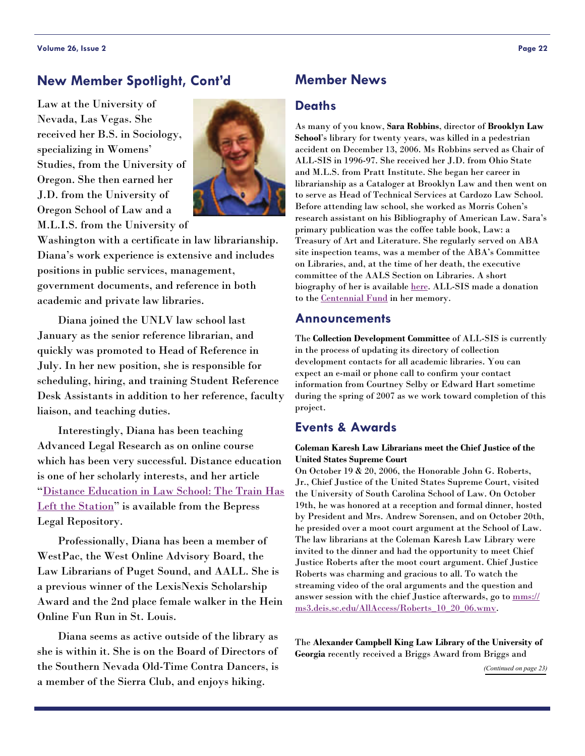## New Member Spotlight, Cont'd

Law at the University of Nevada, Las Vegas. She received her B.S. in Sociology, specializing in Womens' Studies, from the University of Oregon. She then earned her J.D. from the University of Oregon School of Law and a M.L.I.S. from the University of Washington with a certificate in law librarianship. Diana's work experience is extensive and includes positions in public services, management, government documents, and reference in both academic and private law libraries.

Diana joined the UNLV law school last January as the senior reference librarian, and quickly was promoted to Head of Reference in July. In her new position, she is responsible for scheduling, hiring, and training Student Reference Desk Assistants in addition to her reference, faculty liaison, and teaching duties.

Interestingly, Diana has been teaching Advanced Legal Research as on online course which has been very successful. Distance education is one of her scholarly interests, and her article "[Distance Education in Law School: The Train Has Left the Station]()" is available from the Bepress Legal Repository.

Professionally, Diana has been a member of WestPac, the West Online Advisory Board, the Law Librarians of Puget Sound, and AALL. She is a previous winner of the LexisNexis Scholarship Award and the 2nd place female walker in the Hein Online Fun Run in St. Louis.

Diana seems as active outside of the library as she is within it. She is on the Board of Directors of the Southern Nevada Old-Time Contra Dancers, is a member of the Sierra Club, and enjoys hiking.

## Member News

### Deaths

As many of you know, **Sara Robbins**, director of **Brooklyn Law School**'s library for twenty years, was killed in a pedestrian accident on December 13, 2006. Ms Robbins served as Chair of ALL-SIS in 1996-97. She received her J.D. from Ohio State and M.L.S. from Pratt Institute. She began her career in librarianship as a Cataloger at Brooklyn Law and then went on to serve as Head of Technical Services at Cardozo Law School. Before attending law school, she worked as Morris Cohen's research assistant on his Bibliography of American Law. Sara's primary publication was the coffee table book, Law: a Treasury of Art and Literature. She regularly served on ABA site inspection teams, was a member of the ABA's Committee on Libraries, and, at the time of her death, the executive committee of the AALS Section on Libraries. A short biography of her is available [here](). ALL-SIS made a donation to the [Centennial Fund]() in her memory.

### Announcements

The **Collection Development Committee** of ALL-SIS is currently in the process of updating its directory of collection development contacts for all academic libraries. You can expect an e-mail or phone call to confirm your contact information from Courtney Selby or Edward Hart sometime during the spring of 2007 as we work toward completion of this project.

### Events & Awards

**Coleman Karesh Law Librarians meet the Chief Justice of the United States Supreme Court**

On October 19 & 20, 2006, the Honorable John G. Roberts, Jr., Chief Justice of the United States Supreme Court, visited the University of South Carolina School of Law. On October 19th, he was honored at a reception and formal dinner, hosted by President and Mrs. Andrew Sorensen, and on October 20th, he presided over a moot court argument at the School of Law. The law librarians at the Coleman Karesh Law Library were invited to the dinner and had the opportunity to meet Chief Justice Roberts after the moot court argument. Chief Justice Roberts was charming and gracious to all. To watch the streaming video of the oral arguments and the question and answer session with the chief Justice afterwards, go to [mms://ms3.deis.sc.edu/AllAccess/Roberts_10_20_06.wmv](mms://ms3.deis.sc.edu/AllAccess/Roberts_10_20_06.wmv).

The **Alexander Campbell King Law Library of the University of Georgia** recently received a Briggs Award from Briggs and

*(Continued on page 23)*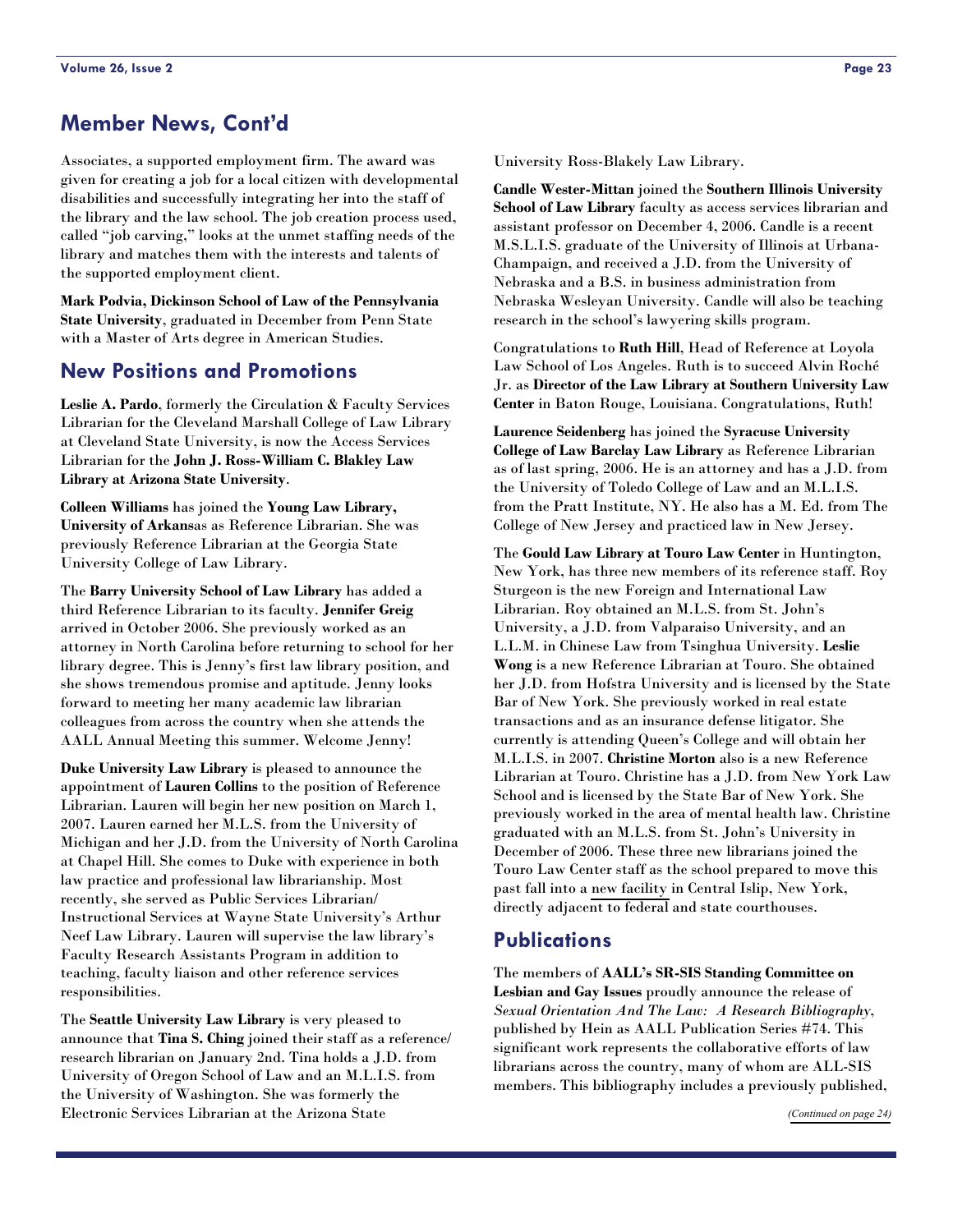## Member News, Cont'd

Associates, a supported employment firm. The award was given for creating a job for a local citizen with developmental disabilities and successfully integrating her into the staff of the library and the law school. The job creation process used, called "job carving," looks at the unmet staffing needs of the library and matches them with the interests and talents of the supported employment client.

**Mark Podvia, Dickinson School of Law of the Pennsylvania State University**, graduated in December from Penn State with a Master of Arts degree in American Studies.

## New Positions and Promotions

**Leslie A. Pardo**, formerly the Circulation & Faculty Services Librarian for the Cleveland Marshall College of Law Library at Cleveland State University, is now the Access Services Librarian for the **John J. Ross-William C. Blakley Law Library at Arizona State University**.

**Colleen Williams** has joined the **Young Law Library, University of Arkans**as as Reference Librarian. She was previously Reference Librarian at the Georgia State University College of Law Library.

The **Barry University School of Law Library** has added a third Reference Librarian to its faculty. **Jennifer Greig** arrived in October 2006. She previously worked as an attorney in North Carolina before returning to school for her library degree. This is Jenny's first law library position, and she shows tremendous promise and aptitude. Jenny looks forward to meeting her many academic law librarian colleagues from across the country when she attends the AALL Annual Meeting this summer. Welcome Jenny!

**Duke University Law Library** is pleased to announce the appointment of **Lauren Collins** to the position of Reference Librarian. Lauren will begin her new position on March 1, 2007. Lauren earned her M.L.S. from the University of Michigan and her J.D. from the University of North Carolina at Chapel Hill. She comes to Duke with experience in both law practice and professional law librarianship. Most recently, she served as Public Services Librarian/ Instructional Services at Wayne State University's Arthur Neef Law Library. Lauren will supervise the law library's Faculty Research Assistants Program in addition to teaching, faculty liaison and other reference services responsibilities.

The **Seattle University Law Library** is very pleased to announce that **Tina S. Ching** joined their staff as a reference/ research librarian on January 2nd. Tina holds a J.D. from University of Oregon School of Law and an M.L.I.S. from the University of Washington. She was formerly the Electronic Services Librarian at the Arizona State University Ross-Blakely Law Library.

**Candle Wester-Mittan** joined the **Southern Illinois University School of Law Library** faculty as access services librarian and assistant professor on December 4, 2006. Candle is a recent M.S.L.I.S. graduate of the University of Illinois at Urbana-Champaign, and received a J.D. from the University of Nebraska and a B.S. in business administration from Nebraska Wesleyan University. Candle will also be teaching research in the school's lawyering skills program.

Congratulations to **Ruth Hill**, Head of Reference at Loyola Law School of Los Angeles. Ruth is to succeed Alvin Roché Jr. as **Director of the Law Library at Southern University Law Center** in Baton Rouge, Louisiana. Congratulations, Ruth!

**Laurence Seidenberg** has joined the **Syracuse University College of Law Barclay Law Library** as Reference Librarian as of last spring, 2006. He is an attorney and has a J.D. from the University of Toledo College of Law and an M.L.I.S. from the Pratt Institute, NY. He also has a M. Ed. from The College of New Jersey and practiced law in New Jersey.

The **Gould Law Library at Touro Law Center** in Huntington, New York, has three new members of its reference staff. Roy Sturgeon is the new Foreign and International Law Librarian. Roy obtained an M.L.S. from St. John's University, a J.D. from Valparaiso University, and an L.L.M. in Chinese Law from Tsinghua University. **Leslie Wong** is a new Reference Librarian at Touro. She obtained her J.D. from Hofstra University and is licensed by the State Bar of New York. She previously worked in real estate transactions and as an insurance defense litigator. She currently is attending Queen's College and will obtain her M.L.I.S. in 2007. **Christine Morton** also is a new Reference Librarian at Touro. Christine has a J.D. from New York Law School and is licensed by the State Bar of New York. She previously worked in the area of mental health law. Christine graduated with an M.L.S. from St. John's University in December of 2006. These three new librarians joined the Touro Law Center staff as the school prepared to move this past fall into a new facility in Central Islip, New York, directly adjacent to federal and state courthouses.

## Publications

The members of **AALL's SR-SIS Standing Committee on Lesbian and Gay Issues** proudly announce the release of *Sexual Orientation And The Law: A Research Bibliography*, published by Hein as AALL Publication Series #74. This significant work represents the collaborative efforts of law librarians across the country, many of whom are ALL-SIS members. This bibliography includes a previously published,

*(Continued on page 24)*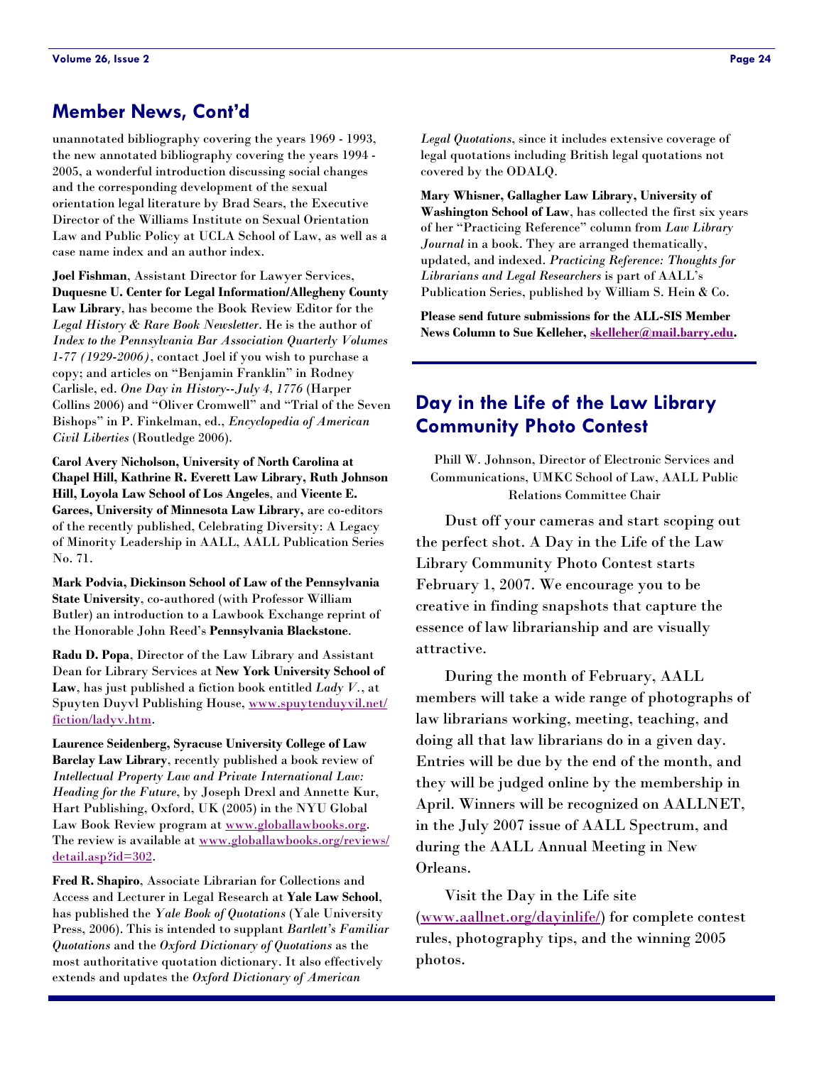## Member News, Cont'd

unannotated bibliography covering the years 1969 - 1993, the new annotated bibliography covering the years 1994 - 2005, a wonderful introduction discussing social changes and the corresponding development of the sexual orientation legal literature by Brad Sears, the Executive Director of the Williams Institute on Sexual Orientation Law and Public Policy at UCLA School of Law, as well as a case name index and an author index.

**Joel Fishman**, Assistant Director for Lawyer Services, **Duquesne U. Center for Legal Information/Allegheny County Law Library**, has become the Book Review Editor for the *Legal History & Rare Book Newsletter*. He is the author of *Index to the Pennsylvania Bar Association Quarterly Volumes 1-77 (1929-2006)*, contact Joel if you wish to purchase a copy; and articles on "Benjamin Franklin" in Rodney Carlisle, ed. *One Day in History--July 4, 1776* (Harper Collins 2006) and "Oliver Cromwell" and "Trial of the Seven Bishops" in P. Finkelman, ed., *Encyclopedia of American Civil Liberties* (Routledge 2006).

**Carol Avery Nicholson, University of North Carolina at Chapel Hill, Kathrine R. Everett Law Library, Ruth Johnson Hill, Loyola Law School of Los Angeles**, and **Vicente E. Garces, University of Minnesota Law Library,** are co-editors of the recently published, Celebrating Diversity: A Legacy of Minority Leadership in AALL, AALL Publication Series No. 71.

**Mark Podvia, Dickinson School of Law of the Pennsylvania State University**, co-authored (with Professor William Butler) an introduction to a Lawbook Exchange reprint of the Honorable John Reed's **Pennsylvania Blackstone**.

**Radu D. Popa**, Director of the Law Library and Assistant Dean for Library Services at **New York University School of Law**, has just published a fiction book entitled *Lady V.*, at Spuyten Duyvl Publishing House, www.spuytenduyvil.net/fiction/ladyv.htm.

**Laurence Seidenberg, Syracuse University College of Law Barclay Law Library**, recently published a book review of *Intellectual Property Law and Private International Law: Heading for the Future*, by Joseph Drexl and Annette Kur, Hart Publishing, Oxford, UK (2005) in the NYU Global Law Book Review program at www.globallawbooks.org. The review is available at www.globallawbooks.org/reviews/detail.asp?id=302.

**Fred R. Shapiro**, Associate Librarian for Collections and Access and Lecturer in Legal Research at **Yale Law School**, has published the *Yale Book of Quotations* (Yale University Press, 2006). This is intended to supplant *Bartlett's Familiar Quotations* and the *Oxford Dictionary of Quotations* as the most authoritative quotation dictionary. It also effectively extends and updates the *Oxford Dictionary of American Legal Quotations*, since it includes extensive coverage of legal quotations including British legal quotations not covered by the ODALQ.

**Mary Whisner, Gallagher Law Library, University of Washington School of Law**, has collected the first six years of her "Practicing Reference" column from *Law Library Journal* in a book. They are arranged thematically, updated, and indexed. *Practicing Reference: Thoughts for Librarians and Legal Researchers* is part of AALL's Publication Series, published by William S. Hein & Co.

**Please send future submissions for the ALL-SIS Member News Column to Sue Kelleher, skelleher@mail.barry.edu.**

## Day in the Life of the Law Library Community Photo Contest

Phill W. Johnson, Director of Electronic Services and Communications, UMKC School of Law, AALL Public Relations Committee Chair

Dust off your cameras and start scoping out the perfect shot. A Day in the Life of the Law Library Community Photo Contest starts February 1, 2007. We encourage you to be creative in finding snapshots that capture the essence of law librarianship and are visually attractive.

During the month of February, AALL members will take a wide range of photographs of law librarians working, meeting, teaching, and doing all that law librarians do in a given day. Entries will be due by the end of the month, and they will be judged online by the membership in April. Winners will be recognized on AALLNET, in the July 2007 issue of AALL Spectrum, and during the AALL Annual Meeting in New Orleans.

Visit the Day in the Life site (www.aallnet.org/dayinlife/) for complete contest rules, photography tips, and the winning 2005 photos.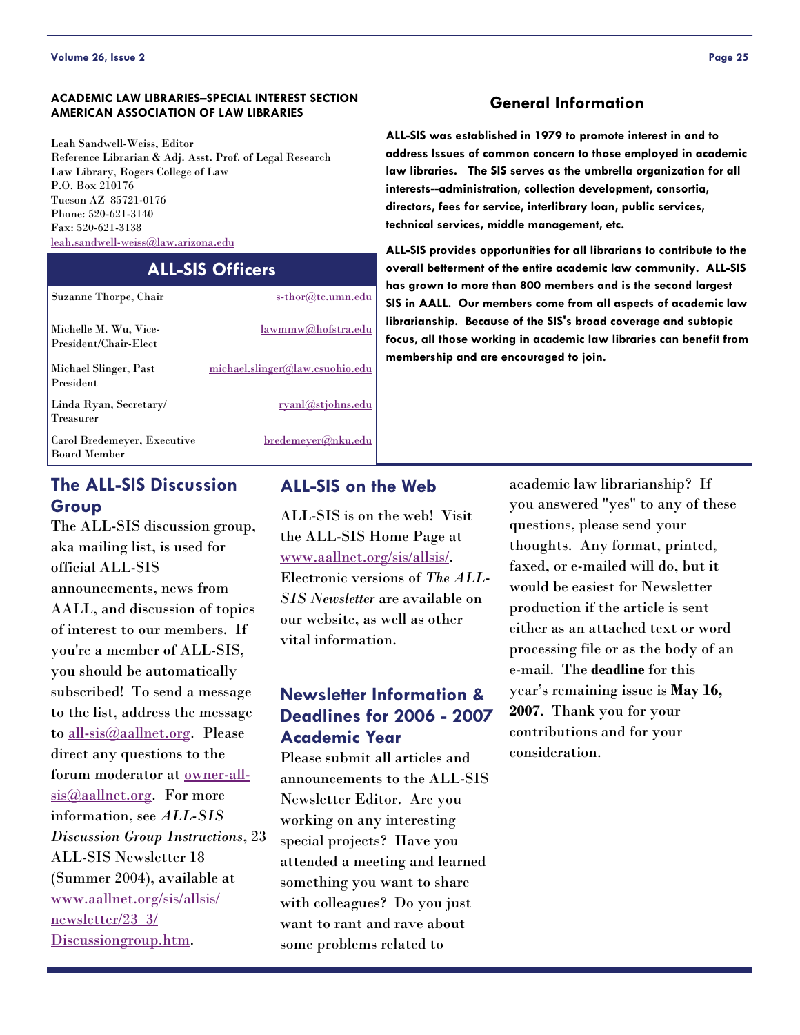**ACADEMIC LAW LIBRARIES–SPECIAL INTEREST SECTION**
**AMERICAN ASSOCIATION OF LAW LIBRARIES**

Leah Sandwell-Weiss, Editor
Reference Librarian & Adj. Asst. Prof. of Legal Research
Law Library, Rogers College of Law
P.O. Box 210176
Tucson AZ 85721-0176
Phone: 520-621-3140
Fax: 520-621-3138
leah.sandwell-weiss@law.arizona.edu

## ALL-SIS Officers

| | |
|---|---|
| Suzanne Thorpe, Chair | s-thor@tc.umn.edu |
| Michelle M. Wu, Vice-President/Chair-Elect | lawmmw@hofstra.edu |
| Michael Slinger, Past President | michael.slinger@law.csuohio.edu |
| Linda Ryan, Secretary/Treasurer | ryanl@stjohns.edu |
| Carol Bredemeyer, Executive Board Member | bredemeyer@nku.edu |

## General Information

**ALL-SIS was established in 1979 to promote interest in and to address Issues of common concern to those employed in academic law libraries. The SIS serves as the umbrella organization for all interests--administration, collection development, consortia, directors, fees for service, interlibrary loan, public services, technical services, middle management, etc.**

**ALL-SIS provides opportunities for all librarians to contribute to the overall betterment of the entire academic law community. ALL-SIS has grown to more than 800 members and is the second largest SIS in AALL. Our members come from all aspects of academic law librarianship. Because of the SIS's broad coverage and subtopic focus, all those working in academic law libraries can benefit from membership and are encouraged to join.**

## The ALL-SIS Discussion Group

The ALL-SIS discussion group, aka mailing list, is used for official ALL-SIS announcements, news from AALL, and discussion of topics of interest to our members. If you're a member of ALL-SIS, you should be automatically subscribed! To send a message to the list, address the message to all-sis@aallnet.org. Please direct any questions to the forum moderator at owner-all-sis@aallnet.org. For more information, see *ALL-SIS Discussion Group Instructions*, 23 ALL-SIS Newsletter 18 (Summer 2004), available at www.aallnet.org/sis/allsis/newsletter/23_3/Discussiongroup.htm.

## ALL-SIS on the Web

ALL-SIS is on the web! Visit the ALL-SIS Home Page at www.aallnet.org/sis/allsis/. Electronic versions of *The ALL-SIS Newsletter* are available on our website, as well as other vital information.

## Newsletter Information & Deadlines for 2006 - 2007 Academic Year

Please submit all articles and announcements to the ALL-SIS Newsletter Editor. Are you working on any interesting special projects? Have you attended a meeting and learned something you want to share with colleagues? Do you just want to rant and rave about some problems related to academic law librarianship? If you answered "yes" to any of these questions, please send your thoughts. Any format, printed, faxed, or e-mailed will do, but it would be easiest for Newsletter production if the article is sent either as an attached text or word processing file or as the body of an e-mail. The **deadline** for this year's remaining issue is **May 16, 2007**. Thank you for your contributions and for your consideration.